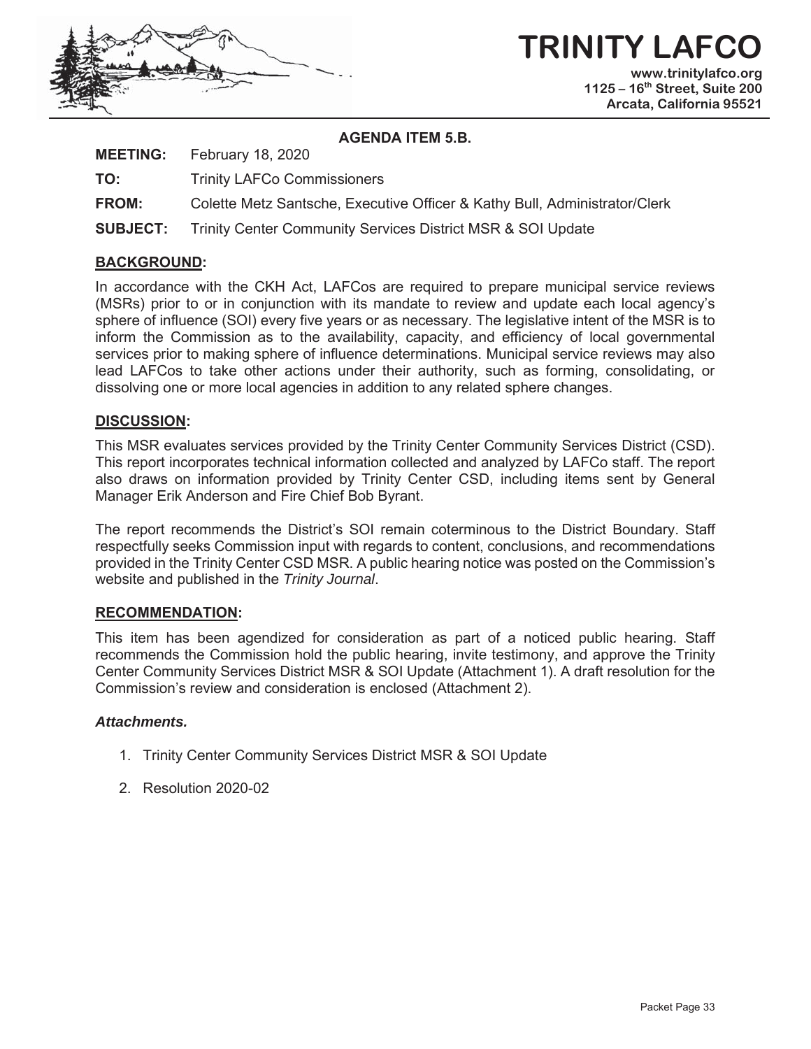# TRINITY LAFCO

**www.trinitylafco.org**
**1125 – 16th Street, Suite 200**
**Arcata, California 95521**

**AGENDA ITEM 5.B.**

**MEETING:** February 18, 2020

**TO:** Trinity LAFCo Commissioners

**FROM:** Colette Metz Santsche, Executive Officer & Kathy Bull, Administrator/Clerk

**SUBJECT:** Trinity Center Community Services District MSR & SOI Update

## BACKGROUND:

In accordance with the CKH Act, LAFCos are required to prepare municipal service reviews (MSRs) prior to or in conjunction with its mandate to review and update each local agency's sphere of influence (SOI) every five years or as necessary. The legislative intent of the MSR is to inform the Commission as to the availability, capacity, and efficiency of local governmental services prior to making sphere of influence determinations. Municipal service reviews may also lead LAFCos to take other actions under their authority, such as forming, consolidating, or dissolving one or more local agencies in addition to any related sphere changes.

## DISCUSSION:

This MSR evaluates services provided by the Trinity Center Community Services District (CSD). This report incorporates technical information collected and analyzed by LAFCo staff. The report also draws on information provided by Trinity Center CSD, including items sent by General Manager Erik Anderson and Fire Chief Bob Byrant.

The report recommends the District's SOI remain coterminous to the District Boundary. Staff respectfully seeks Commission input with regards to content, conclusions, and recommendations provided in the Trinity Center CSD MSR. A public hearing notice was posted on the Commission's website and published in the *Trinity Journal*.

## RECOMMENDATION:

This item has been agendized for consideration as part of a noticed public hearing. Staff recommends the Commission hold the public hearing, invite testimony, and approve the Trinity Center Community Services District MSR & SOI Update (Attachment 1). A draft resolution for the Commission's review and consideration is enclosed (Attachment 2).

***Attachments.***

1. Trinity Center Community Services District MSR & SOI Update
2. Resolution 2020-02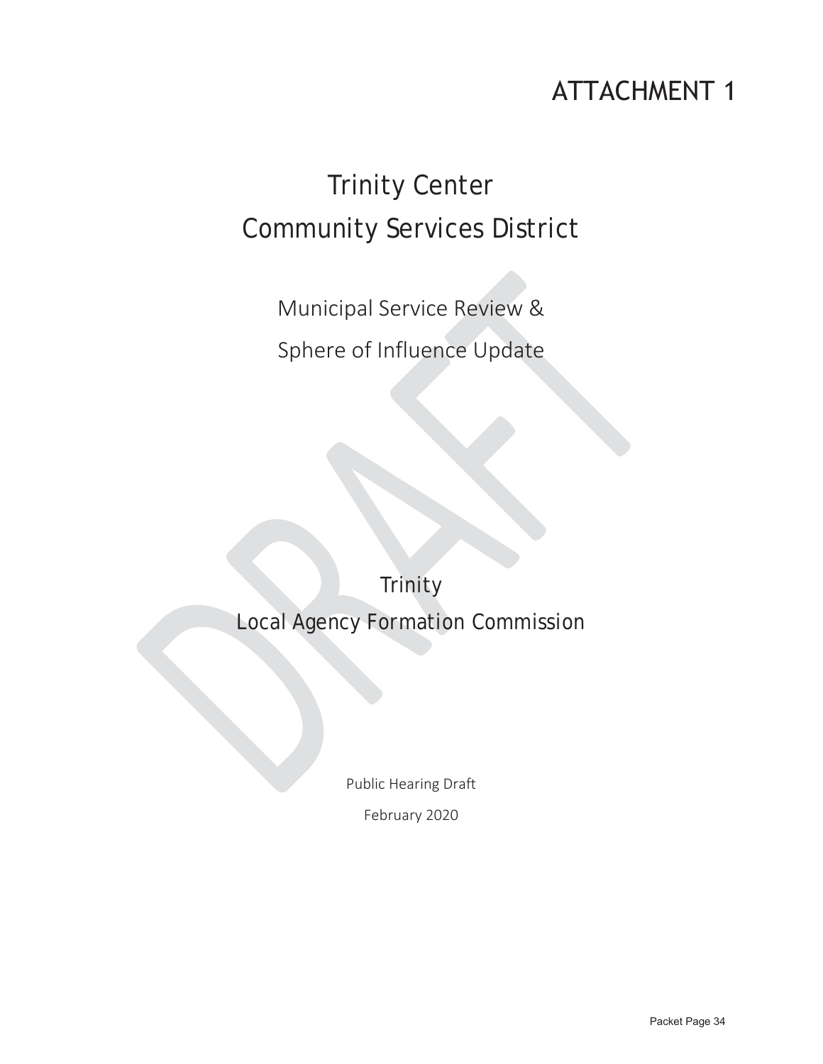# ATTACHMENT 1

# Trinity Center Community Services District

## Municipal Service Review & Sphere of Influence Update

Trinity
Local Agency Formation Commission

Public Hearing Draft

February 2020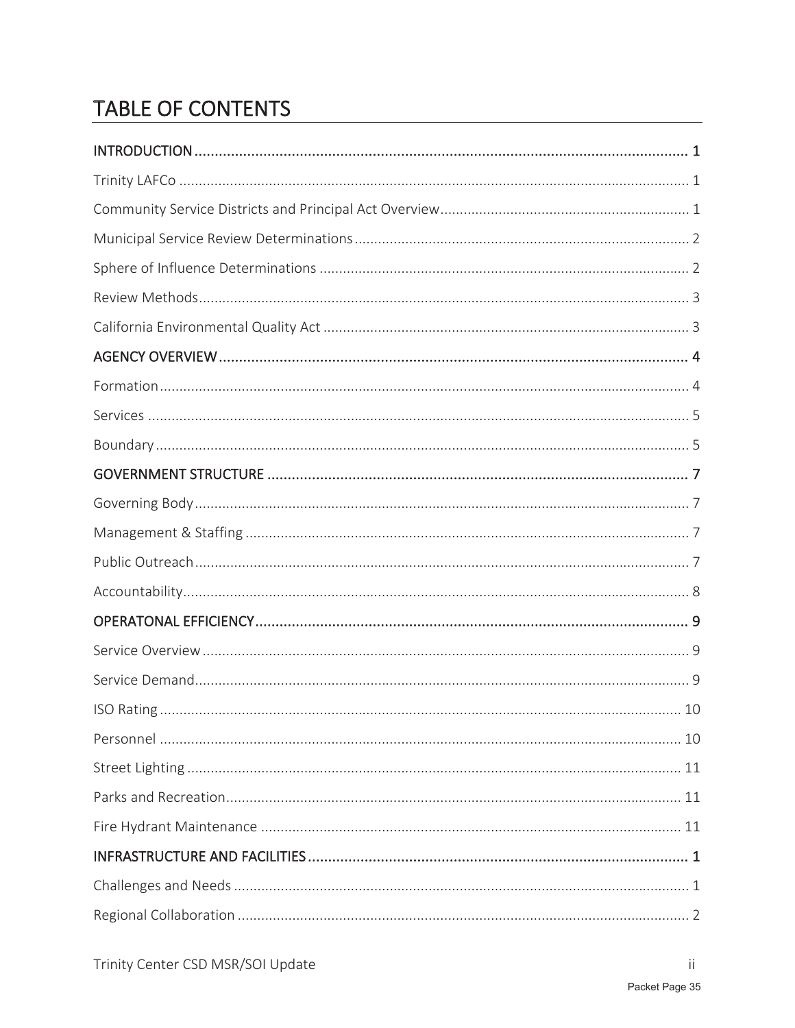# TABLE OF CONTENTS

**INTRODUCTION** ..... **1**

Trinity LAFCo ..... 1

Community Service Districts and Principal Act Overview ..... 1

Municipal Service Review Determinations ..... 2

Sphere of Influence Determinations ..... 2

Review Methods ..... 3

California Environmental Quality Act ..... 3

**AGENCY OVERVIEW** ..... **4**

Formation ..... 4

Services ..... 5

Boundary ..... 5

**GOVERNMENT STRUCTURE** ..... **7**

Governing Body ..... 7

Management & Staffing ..... 7

Public Outreach ..... 7

Accountability ..... 8

**OPERATONAL EFFICIENCY** ..... **9**

Service Overview ..... 9

Service Demand ..... 9

ISO Rating ..... 10

Personnel ..... 10

Street Lighting ..... 11

Parks and Recreation ..... 11

Fire Hydrant Maintenance ..... 11

**INFRASTRUCTURE AND FACILITIES** ..... **1**

Challenges and Needs ..... 1

Regional Collaboration ..... 2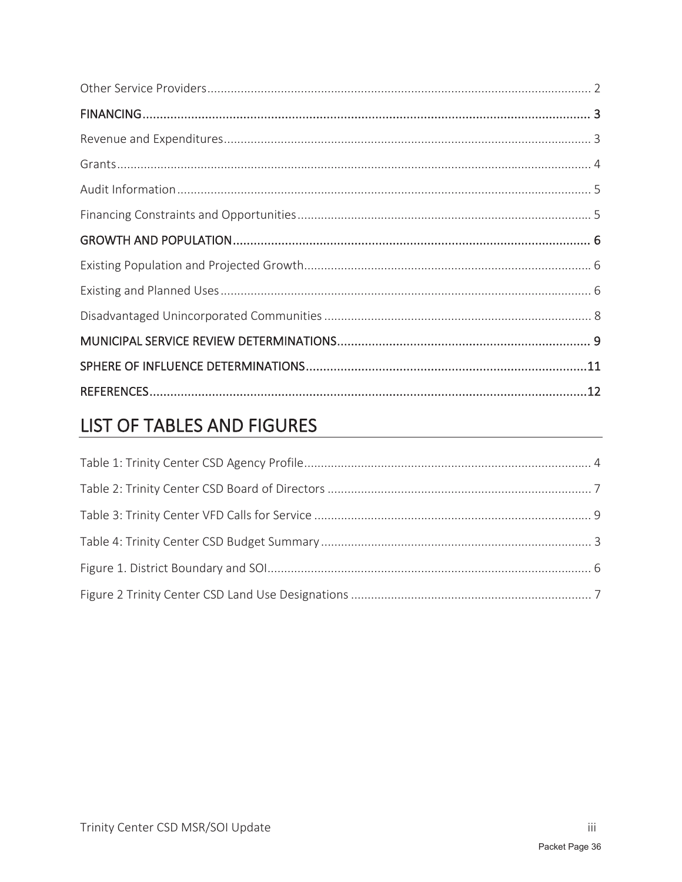Other Service Providers.................................................................................................................. 2

**FINANCING** ................................................................................................................................. 3

Revenue and Expenditures............................................................................................................. 3

Grants............................................................................................................................................. 4

Audit Information........................................................................................................................... 5

Financing Constraints and Opportunities....................................................................................... 5

**GROWTH AND POPULATION** ....................................................................................................... 6

Existing Population and Projected Growth..................................................................................... 6

Existing and Planned Uses.............................................................................................................. 6

Disadvantaged Unincorporated Communities ................................................................................ 8

**MUNICIPAL SERVICE REVIEW DETERMINATIONS** ......................................................................... 9

**SPHERE OF INFLUENCE DETERMINATIONS** ..................................................................................11

**REFERENCES** ...............................................................................................................................12

# LIST OF TABLES AND FIGURES

Table 1: Trinity Center CSD Agency Profile..................................................................................... 4

Table 2: Trinity Center CSD Board of Directors .............................................................................. 7

Table 3: Trinity Center VFD Calls for Service .................................................................................. 9

Table 4: Trinity Center CSD Budget Summary ................................................................................ 3

Figure 1. District Boundary and SOI................................................................................................ 6

Figure 2 Trinity Center CSD Land Use Designations ........................................................................ 7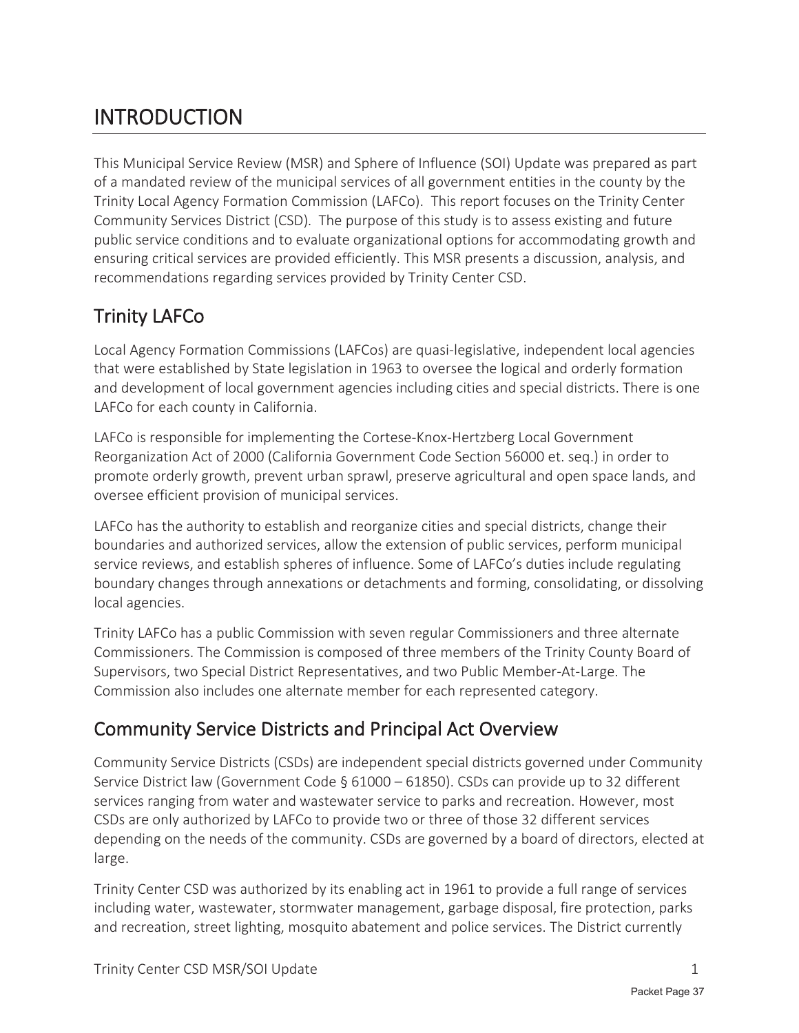# INTRODUCTION

This Municipal Service Review (MSR) and Sphere of Influence (SOI) Update was prepared as part of a mandated review of the municipal services of all government entities in the county by the Trinity Local Agency Formation Commission (LAFCo). This report focuses on the Trinity Center Community Services District (CSD). The purpose of this study is to assess existing and future public service conditions and to evaluate organizational options for accommodating growth and ensuring critical services are provided efficiently. This MSR presents a discussion, analysis, and recommendations regarding services provided by Trinity Center CSD.

## Trinity LAFCo

Local Agency Formation Commissions (LAFCos) are quasi-legislative, independent local agencies that were established by State legislation in 1963 to oversee the logical and orderly formation and development of local government agencies including cities and special districts. There is one LAFCo for each county in California.

LAFCo is responsible for implementing the Cortese-Knox-Hertzberg Local Government Reorganization Act of 2000 (California Government Code Section 56000 et. seq.) in order to promote orderly growth, prevent urban sprawl, preserve agricultural and open space lands, and oversee efficient provision of municipal services.

LAFCo has the authority to establish and reorganize cities and special districts, change their boundaries and authorized services, allow the extension of public services, perform municipal service reviews, and establish spheres of influence. Some of LAFCo's duties include regulating boundary changes through annexations or detachments and forming, consolidating, or dissolving local agencies.

Trinity LAFCo has a public Commission with seven regular Commissioners and three alternate Commissioners. The Commission is composed of three members of the Trinity County Board of Supervisors, two Special District Representatives, and two Public Member-At-Large. The Commission also includes one alternate member for each represented category.

## Community Service Districts and Principal Act Overview

Community Service Districts (CSDs) are independent special districts governed under Community Service District law (Government Code § 61000 – 61850). CSDs can provide up to 32 different services ranging from water and wastewater service to parks and recreation. However, most CSDs are only authorized by LAFCo to provide two or three of those 32 different services depending on the needs of the community. CSDs are governed by a board of directors, elected at large.

Trinity Center CSD was authorized by its enabling act in 1961 to provide a full range of services including water, wastewater, stormwater management, garbage disposal, fire protection, parks and recreation, street lighting, mosquito abatement and police services. The District currently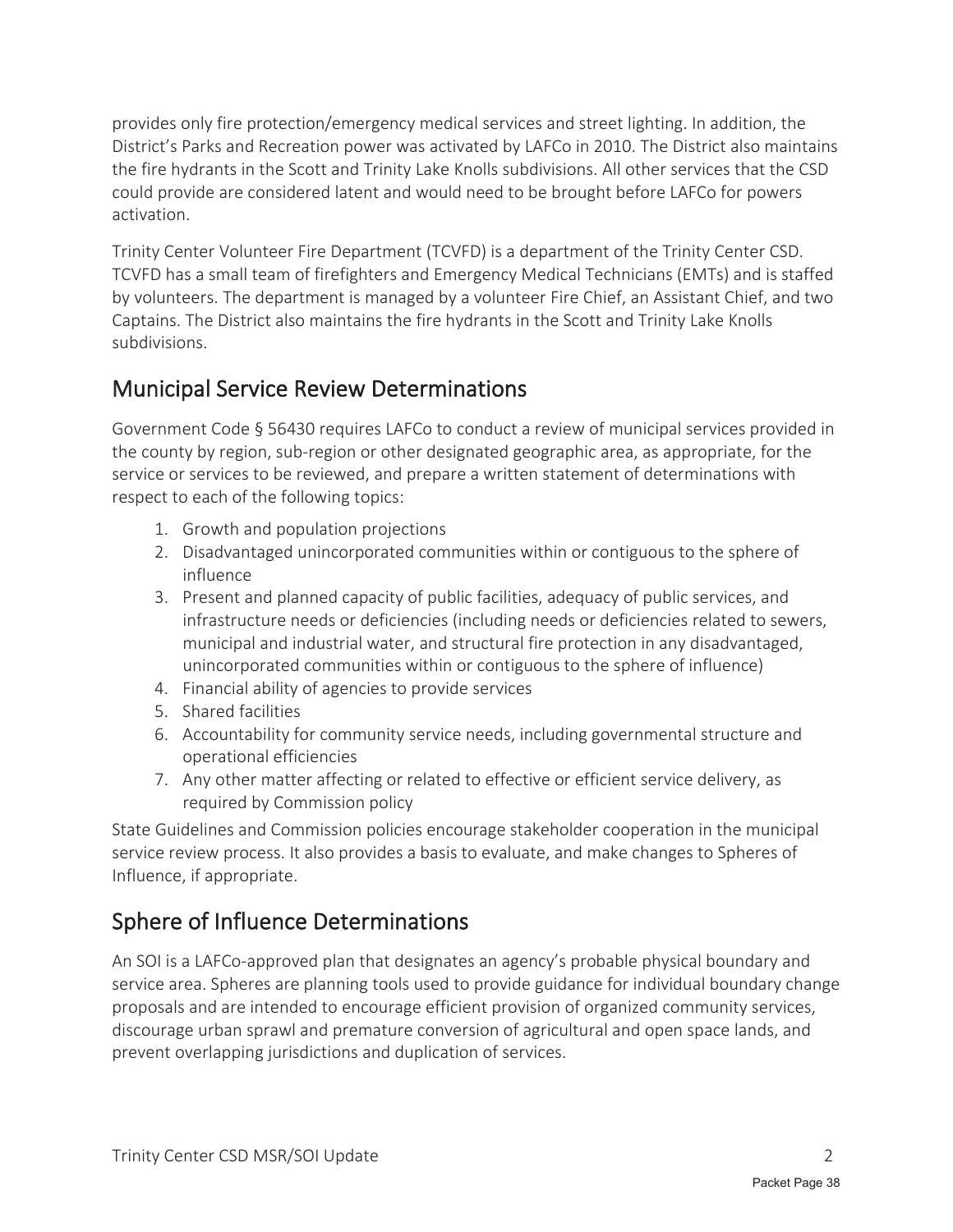provides only fire protection/emergency medical services and street lighting. In addition, the District's Parks and Recreation power was activated by LAFCo in 2010. The District also maintains the fire hydrants in the Scott and Trinity Lake Knolls subdivisions. All other services that the CSD could provide are considered latent and would need to be brought before LAFCo for powers activation.

Trinity Center Volunteer Fire Department (TCVFD) is a department of the Trinity Center CSD. TCVFD has a small team of firefighters and Emergency Medical Technicians (EMTs) and is staffed by volunteers. The department is managed by a volunteer Fire Chief, an Assistant Chief, and two Captains. The District also maintains the fire hydrants in the Scott and Trinity Lake Knolls subdivisions.

## Municipal Service Review Determinations

Government Code § 56430 requires LAFCo to conduct a review of municipal services provided in the county by region, sub-region or other designated geographic area, as appropriate, for the service or services to be reviewed, and prepare a written statement of determinations with respect to each of the following topics:

1. Growth and population projections
2. Disadvantaged unincorporated communities within or contiguous to the sphere of influence
3. Present and planned capacity of public facilities, adequacy of public services, and infrastructure needs or deficiencies (including needs or deficiencies related to sewers, municipal and industrial water, and structural fire protection in any disadvantaged, unincorporated communities within or contiguous to the sphere of influence)
4. Financial ability of agencies to provide services
5. Shared facilities
6. Accountability for community service needs, including governmental structure and operational efficiencies
7. Any other matter affecting or related to effective or efficient service delivery, as required by Commission policy

State Guidelines and Commission policies encourage stakeholder cooperation in the municipal service review process. It also provides a basis to evaluate, and make changes to Spheres of Influence, if appropriate.

## Sphere of Influence Determinations

An SOI is a LAFCo-approved plan that designates an agency's probable physical boundary and service area. Spheres are planning tools used to provide guidance for individual boundary change proposals and are intended to encourage efficient provision of organized community services, discourage urban sprawl and premature conversion of agricultural and open space lands, and prevent overlapping jurisdictions and duplication of services.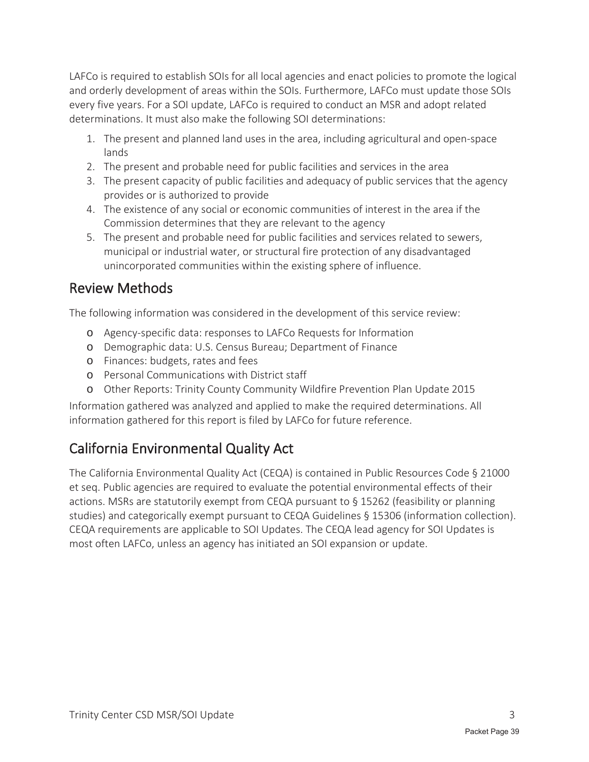LAFCo is required to establish SOIs for all local agencies and enact policies to promote the logical and orderly development of areas within the SOIs. Furthermore, LAFCo must update those SOIs every five years. For a SOI update, LAFCo is required to conduct an MSR and adopt related determinations. It must also make the following SOI determinations:

1. The present and planned land uses in the area, including agricultural and open-space lands
2. The present and probable need for public facilities and services in the area
3. The present capacity of public facilities and adequacy of public services that the agency provides or is authorized to provide
4. The existence of any social or economic communities of interest in the area if the Commission determines that they are relevant to the agency
5. The present and probable need for public facilities and services related to sewers, municipal or industrial water, or structural fire protection of any disadvantaged unincorporated communities within the existing sphere of influence.

## Review Methods

The following information was considered in the development of this service review:

- Agency-specific data: responses to LAFCo Requests for Information
- Demographic data: U.S. Census Bureau; Department of Finance
- Finances: budgets, rates and fees
- Personal Communications with District staff
- Other Reports: Trinity County Community Wildfire Prevention Plan Update 2015

Information gathered was analyzed and applied to make the required determinations. All information gathered for this report is filed by LAFCo for future reference.

## California Environmental Quality Act

The California Environmental Quality Act (CEQA) is contained in Public Resources Code § 21000 et seq. Public agencies are required to evaluate the potential environmental effects of their actions. MSRs are statutorily exempt from CEQA pursuant to § 15262 (feasibility or planning studies) and categorically exempt pursuant to CEQA Guidelines § 15306 (information collection). CEQA requirements are applicable to SOI Updates. The CEQA lead agency for SOI Updates is most often LAFCo, unless an agency has initiated an SOI expansion or update.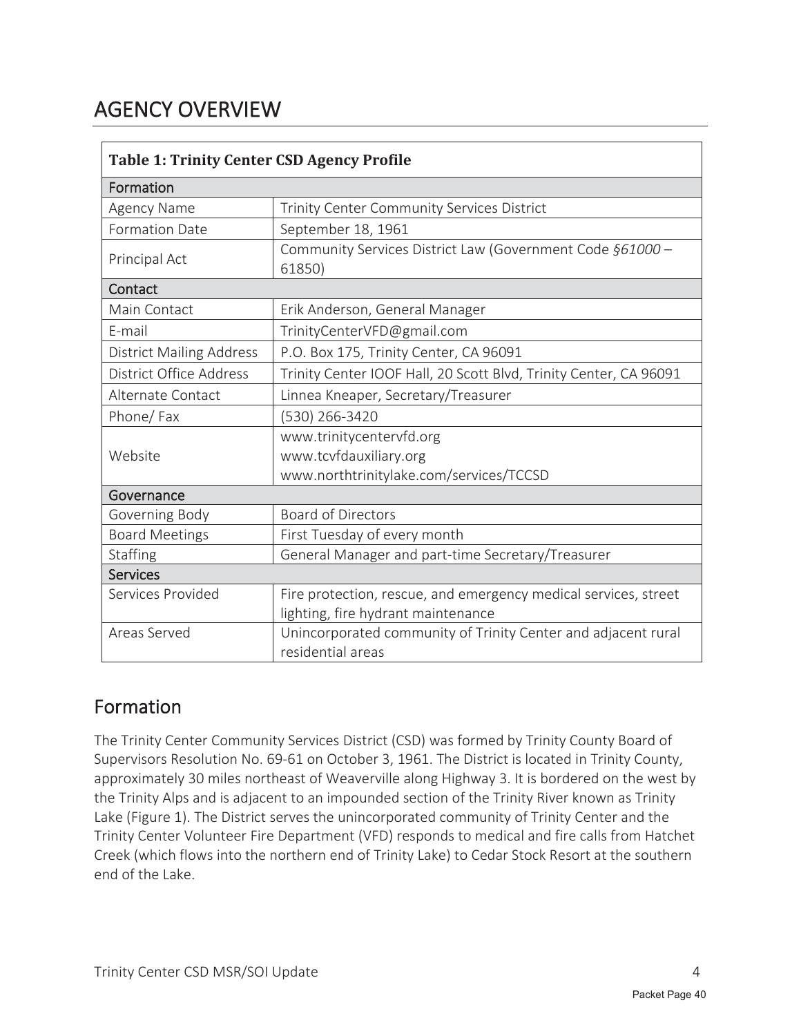# AGENCY OVERVIEW

| Table 1: Trinity Center CSD Agency Profile | |
|---|---|
| **Formation** | |
| Agency Name | Trinity Center Community Services District |
| Formation Date | September 18, 1961 |
| Principal Act | Community Services District Law (Government Code *§61000* – 61850) |
| **Contact** | |
| Main Contact | Erik Anderson, General Manager |
| E-mail | TrinityCenterVFD@gmail.com |
| District Mailing Address | P.O. Box 175, Trinity Center, CA 96091 |
| District Office Address | Trinity Center IOOF Hall, 20 Scott Blvd, Trinity Center, CA 96091 |
| Alternate Contact | Linnea Kneaper, Secretary/Treasurer |
| Phone/ Fax | (530) 266-3420 |
| Website | www.trinitycentervfd.org<br>www.tcvfdauxiliary.org<br>www.northtrinitylake.com/services/TCCSD |
| **Governance** | |
| Governing Body | Board of Directors |
| Board Meetings | First Tuesday of every month |
| Staffing | General Manager and part-time Secretary/Treasurer |
| **Services** | |
| Services Provided | Fire protection, rescue, and emergency medical services, street lighting, fire hydrant maintenance |
| Areas Served | Unincorporated community of Trinity Center and adjacent rural residential areas |

## Formation

The Trinity Center Community Services District (CSD) was formed by Trinity County Board of Supervisors Resolution No. 69-61 on October 3, 1961. The District is located in Trinity County, approximately 30 miles northeast of Weaverville along Highway 3. It is bordered on the west by the Trinity Alps and is adjacent to an impounded section of the Trinity River known as Trinity Lake (Figure 1). The District serves the unincorporated community of Trinity Center and the Trinity Center Volunteer Fire Department (VFD) responds to medical and fire calls from Hatchet Creek (which flows into the northern end of Trinity Lake) to Cedar Stock Resort at the southern end of the Lake.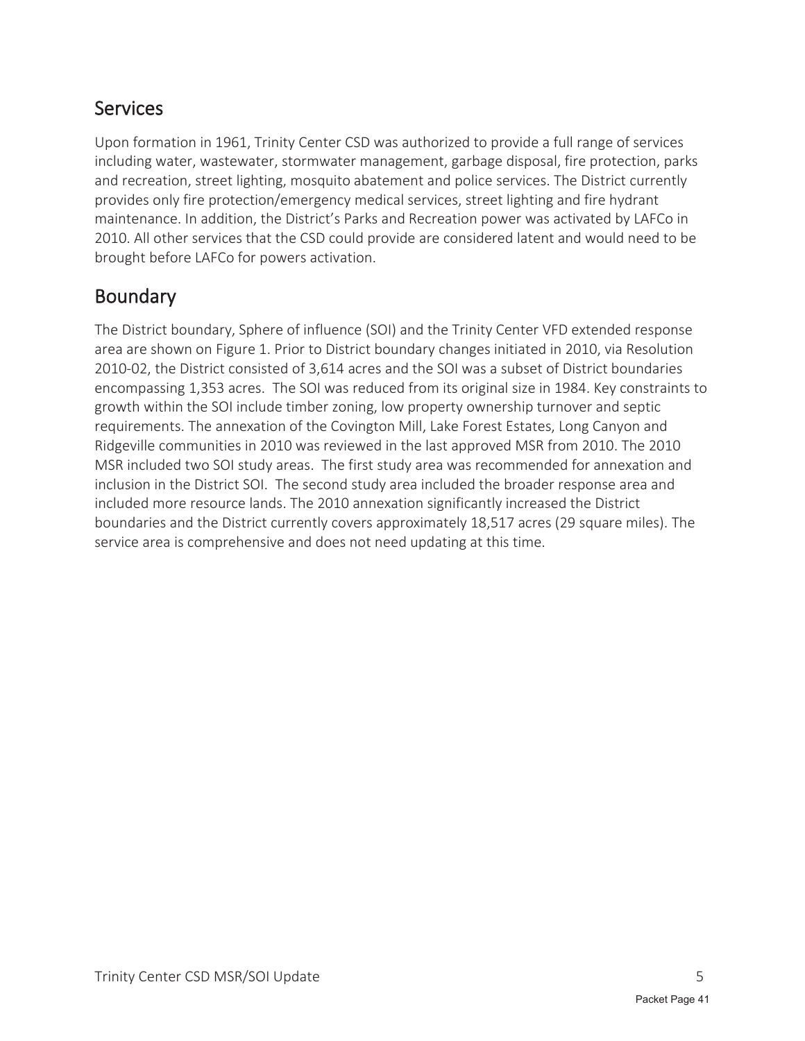## Services

Upon formation in 1961, Trinity Center CSD was authorized to provide a full range of services including water, wastewater, stormwater management, garbage disposal, fire protection, parks and recreation, street lighting, mosquito abatement and police services. The District currently provides only fire protection/emergency medical services, street lighting and fire hydrant maintenance. In addition, the District's Parks and Recreation power was activated by LAFCo in 2010. All other services that the CSD could provide are considered latent and would need to be brought before LAFCo for powers activation.

## Boundary

The District boundary, Sphere of influence (SOI) and the Trinity Center VFD extended response area are shown on Figure 1. Prior to District boundary changes initiated in 2010, via Resolution 2010-02, the District consisted of 3,614 acres and the SOI was a subset of District boundaries encompassing 1,353 acres. The SOI was reduced from its original size in 1984. Key constraints to growth within the SOI include timber zoning, low property ownership turnover and septic requirements. The annexation of the Covington Mill, Lake Forest Estates, Long Canyon and Ridgeville communities in 2010 was reviewed in the last approved MSR from 2010. The 2010 MSR included two SOI study areas. The first study area was recommended for annexation and inclusion in the District SOI. The second study area included the broader response area and included more resource lands. The 2010 annexation significantly increased the District boundaries and the District currently covers approximately 18,517 acres (29 square miles). The service area is comprehensive and does not need updating at this time.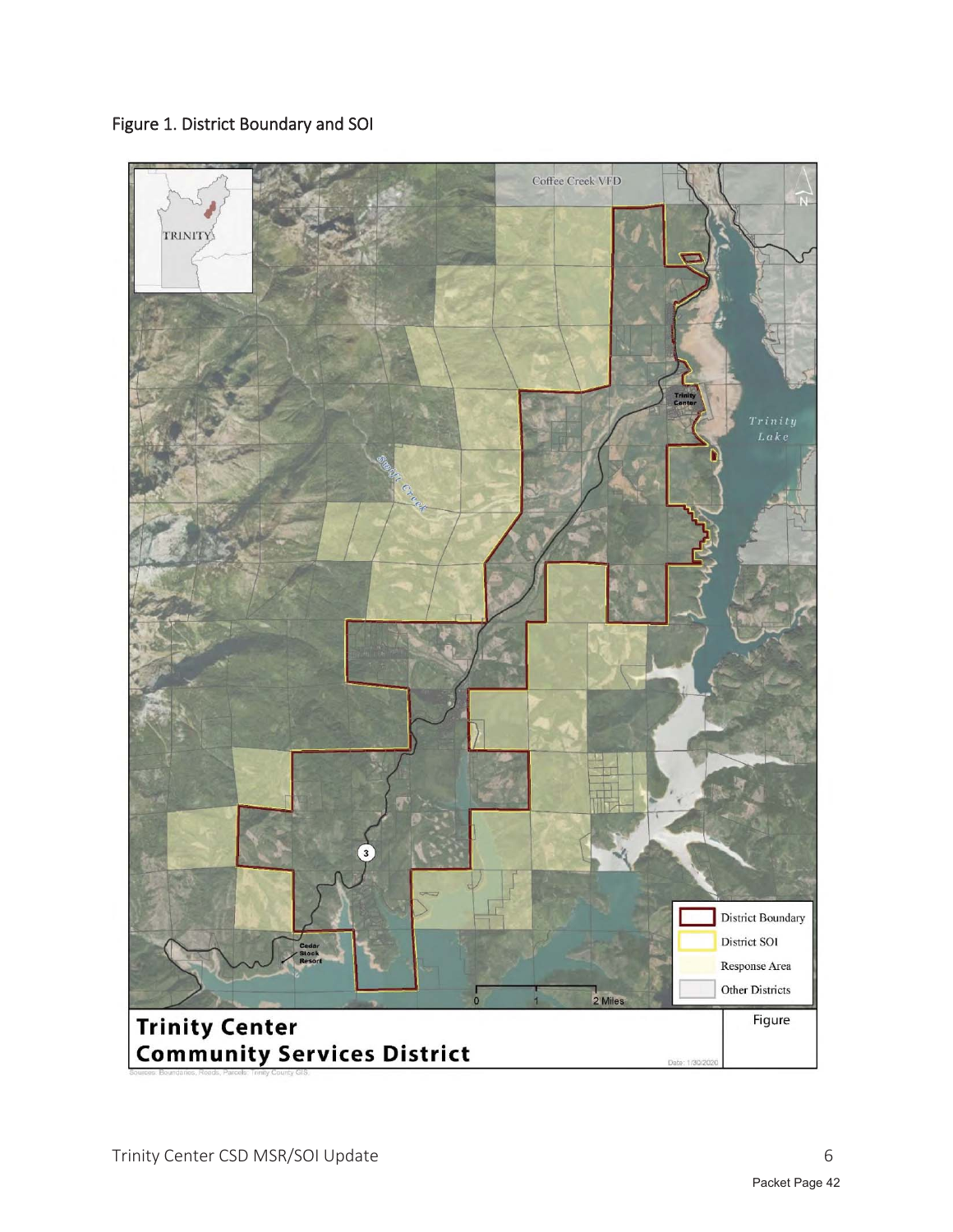Figure 1. District Boundary and SOI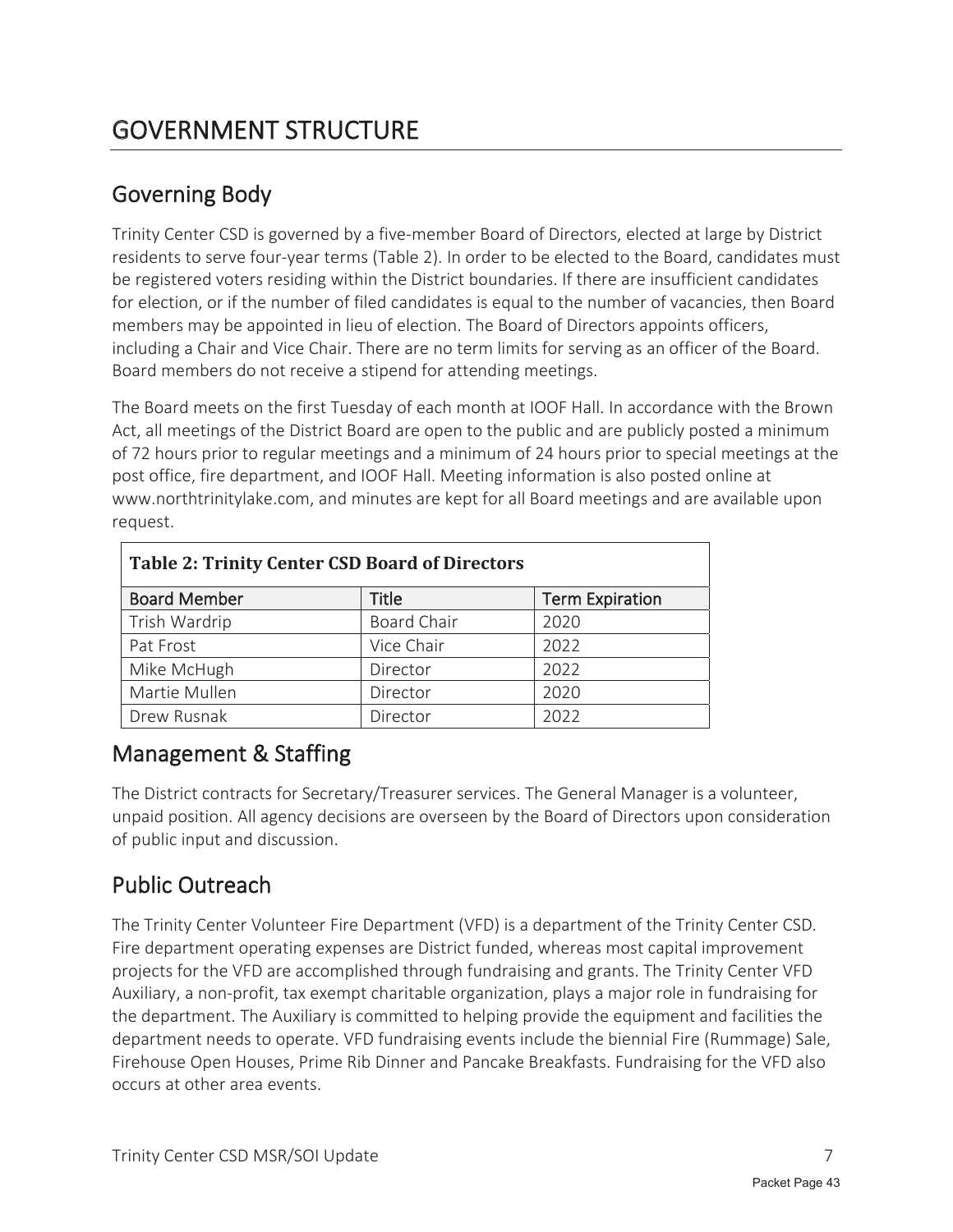# GOVERNMENT STRUCTURE

## Governing Body

Trinity Center CSD is governed by a five-member Board of Directors, elected at large by District residents to serve four-year terms (Table 2). In order to be elected to the Board, candidates must be registered voters residing within the District boundaries. If there are insufficient candidates for election, or if the number of filed candidates is equal to the number of vacancies, then Board members may be appointed in lieu of election. The Board of Directors appoints officers, including a Chair and Vice Chair. There are no term limits for serving as an officer of the Board. Board members do not receive a stipend for attending meetings.

The Board meets on the first Tuesday of each month at IOOF Hall. In accordance with the Brown Act, all meetings of the District Board are open to the public and are publicly posted a minimum of 72 hours prior to regular meetings and a minimum of 24 hours prior to special meetings at the post office, fire department, and IOOF Hall. Meeting information is also posted online at www.northtrinitylake.com, and minutes are kept for all Board meetings and are available upon request.

**Table 2: Trinity Center CSD Board of Directors**

| Board Member | Title | Term Expiration |
|---|---|---|
| Trish Wardrip | Board Chair | 2020 |
| Pat Frost | Vice Chair | 2022 |
| Mike McHugh | Director | 2022 |
| Martie Mullen | Director | 2020 |
| Drew Rusnak | Director | 2022 |

## Management & Staffing

The District contracts for Secretary/Treasurer services. The General Manager is a volunteer, unpaid position. All agency decisions are overseen by the Board of Directors upon consideration of public input and discussion.

## Public Outreach

The Trinity Center Volunteer Fire Department (VFD) is a department of the Trinity Center CSD. Fire department operating expenses are District funded, whereas most capital improvement projects for the VFD are accomplished through fundraising and grants. The Trinity Center VFD Auxiliary, a non-profit, tax exempt charitable organization, plays a major role in fundraising for the department. The Auxiliary is committed to helping provide the equipment and facilities the department needs to operate. VFD fundraising events include the biennial Fire (Rummage) Sale, Firehouse Open Houses, Prime Rib Dinner and Pancake Breakfasts. Fundraising for the VFD also occurs at other area events.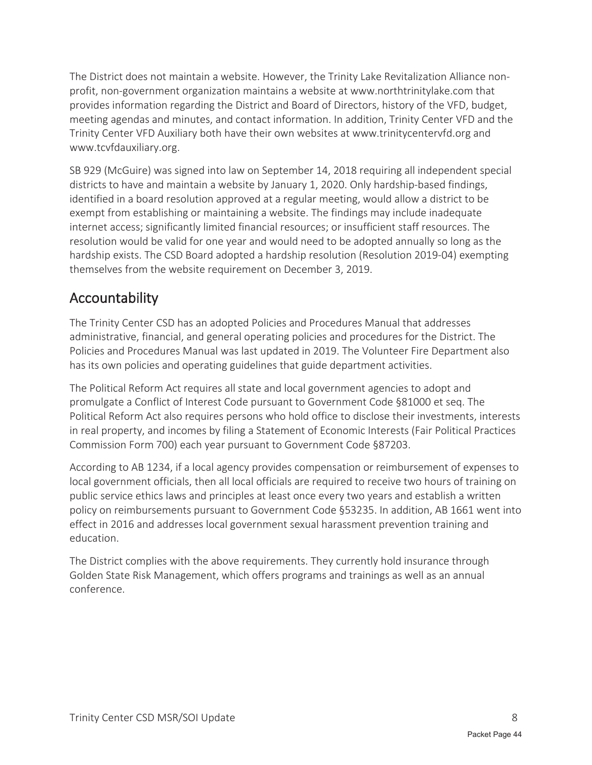The District does not maintain a website. However, the Trinity Lake Revitalization Alliance non-profit, non-government organization maintains a website at www.northtrinitylake.com that provides information regarding the District and Board of Directors, history of the VFD, budget, meeting agendas and minutes, and contact information. In addition, Trinity Center VFD and the Trinity Center VFD Auxiliary both have their own websites at www.trinitycentervfd.org and www.tcvfdauxiliary.org.

SB 929 (McGuire) was signed into law on September 14, 2018 requiring all independent special districts to have and maintain a website by January 1, 2020. Only hardship-based findings, identified in a board resolution approved at a regular meeting, would allow a district to be exempt from establishing or maintaining a website. The findings may include inadequate internet access; significantly limited financial resources; or insufficient staff resources. The resolution would be valid for one year and would need to be adopted annually so long as the hardship exists. The CSD Board adopted a hardship resolution (Resolution 2019-04) exempting themselves from the website requirement on December 3, 2019.

## Accountability

The Trinity Center CSD has an adopted Policies and Procedures Manual that addresses administrative, financial, and general operating policies and procedures for the District. The Policies and Procedures Manual was last updated in 2019. The Volunteer Fire Department also has its own policies and operating guidelines that guide department activities.

The Political Reform Act requires all state and local government agencies to adopt and promulgate a Conflict of Interest Code pursuant to Government Code §81000 et seq. The Political Reform Act also requires persons who hold office to disclose their investments, interests in real property, and incomes by filing a Statement of Economic Interests (Fair Political Practices Commission Form 700) each year pursuant to Government Code §87203.

According to AB 1234, if a local agency provides compensation or reimbursement of expenses to local government officials, then all local officials are required to receive two hours of training on public service ethics laws and principles at least once every two years and establish a written policy on reimbursements pursuant to Government Code §53235. In addition, AB 1661 went into effect in 2016 and addresses local government sexual harassment prevention training and education.

The District complies with the above requirements. They currently hold insurance through Golden State Risk Management, which offers programs and trainings as well as an annual conference.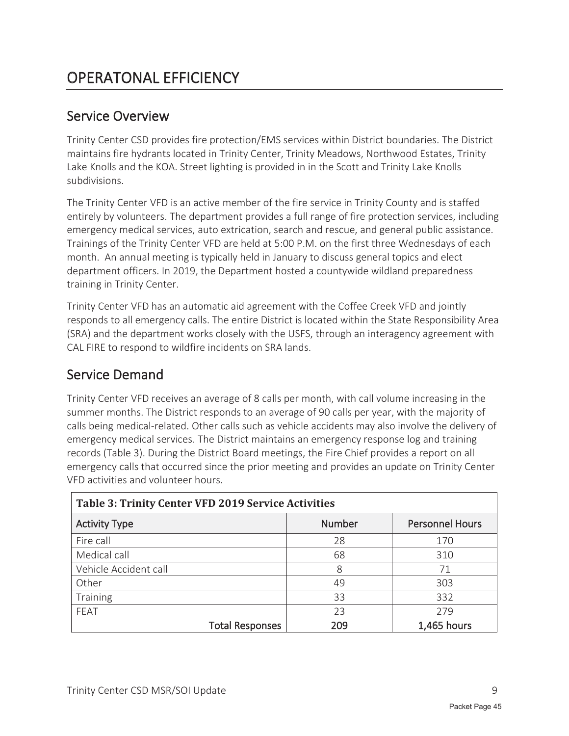# OPERATONAL EFFICIENCY

## Service Overview

Trinity Center CSD provides fire protection/EMS services within District boundaries. The District maintains fire hydrants located in Trinity Center, Trinity Meadows, Northwood Estates, Trinity Lake Knolls and the KOA. Street lighting is provided in in the Scott and Trinity Lake Knolls subdivisions.

The Trinity Center VFD is an active member of the fire service in Trinity County and is staffed entirely by volunteers. The department provides a full range of fire protection services, including emergency medical services, auto extrication, search and rescue, and general public assistance. Trainings of the Trinity Center VFD are held at 5:00 P.M. on the first three Wednesdays of each month. An annual meeting is typically held in January to discuss general topics and elect department officers. In 2019, the Department hosted a countywide wildland preparedness training in Trinity Center.

Trinity Center VFD has an automatic aid agreement with the Coffee Creek VFD and jointly responds to all emergency calls. The entire District is located within the State Responsibility Area (SRA) and the department works closely with the USFS, through an interagency agreement with CAL FIRE to respond to wildfire incidents on SRA lands.

## Service Demand

Trinity Center VFD receives an average of 8 calls per month, with call volume increasing in the summer months. The District responds to an average of 90 calls per year, with the majority of calls being medical-related. Other calls such as vehicle accidents may also involve the delivery of emergency medical services. The District maintains an emergency response log and training records (Table 3). During the District Board meetings, the Fire Chief provides a report on all emergency calls that occurred since the prior meeting and provides an update on Trinity Center VFD activities and volunteer hours.

**Table 3: Trinity Center VFD 2019 Service Activities**

| Activity Type | Number | Personnel Hours |
|---|---|---|
| Fire call | 28 | 170 |
| Medical call | 68 | 310 |
| Vehicle Accident call | 8 | 71 |
| Other | 49 | 303 |
| Training | 33 | 332 |
| FEAT | 23 | 279 |
| **Total Responses** | **209** | **1,465 hours** |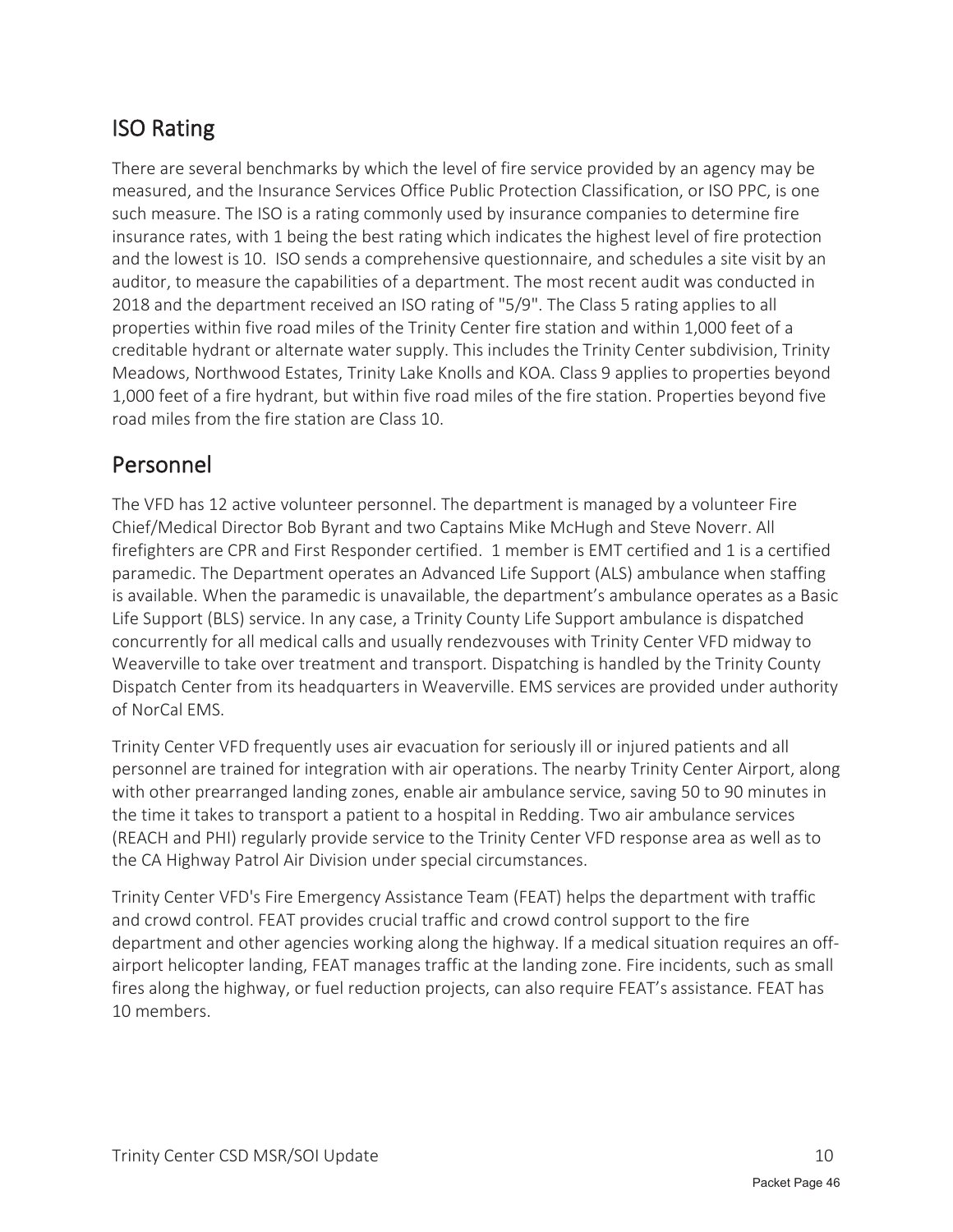## ISO Rating

There are several benchmarks by which the level of fire service provided by an agency may be measured, and the Insurance Services Office Public Protection Classification, or ISO PPC, is one such measure. The ISO is a rating commonly used by insurance companies to determine fire insurance rates, with 1 being the best rating which indicates the highest level of fire protection and the lowest is 10. ISO sends a comprehensive questionnaire, and schedules a site visit by an auditor, to measure the capabilities of a department. The most recent audit was conducted in 2018 and the department received an ISO rating of "5/9". The Class 5 rating applies to all properties within five road miles of the Trinity Center fire station and within 1,000 feet of a creditable hydrant or alternate water supply. This includes the Trinity Center subdivision, Trinity Meadows, Northwood Estates, Trinity Lake Knolls and KOA. Class 9 applies to properties beyond 1,000 feet of a fire hydrant, but within five road miles of the fire station. Properties beyond five road miles from the fire station are Class 10.

## Personnel

The VFD has 12 active volunteer personnel. The department is managed by a volunteer Fire Chief/Medical Director Bob Byrant and two Captains Mike McHugh and Steve Noverr. All firefighters are CPR and First Responder certified. 1 member is EMT certified and 1 is a certified paramedic. The Department operates an Advanced Life Support (ALS) ambulance when staffing is available. When the paramedic is unavailable, the department's ambulance operates as a Basic Life Support (BLS) service. In any case, a Trinity County Life Support ambulance is dispatched concurrently for all medical calls and usually rendezvouses with Trinity Center VFD midway to Weaverville to take over treatment and transport. Dispatching is handled by the Trinity County Dispatch Center from its headquarters in Weaverville. EMS services are provided under authority of NorCal EMS.

Trinity Center VFD frequently uses air evacuation for seriously ill or injured patients and all personnel are trained for integration with air operations. The nearby Trinity Center Airport, along with other prearranged landing zones, enable air ambulance service, saving 50 to 90 minutes in the time it takes to transport a patient to a hospital in Redding. Two air ambulance services (REACH and PHI) regularly provide service to the Trinity Center VFD response area as well as to the CA Highway Patrol Air Division under special circumstances.

Trinity Center VFD's Fire Emergency Assistance Team (FEAT) helps the department with traffic and crowd control. FEAT provides crucial traffic and crowd control support to the fire department and other agencies working along the highway. If a medical situation requires an off-airport helicopter landing, FEAT manages traffic at the landing zone. Fire incidents, such as small fires along the highway, or fuel reduction projects, can also require FEAT's assistance. FEAT has 10 members.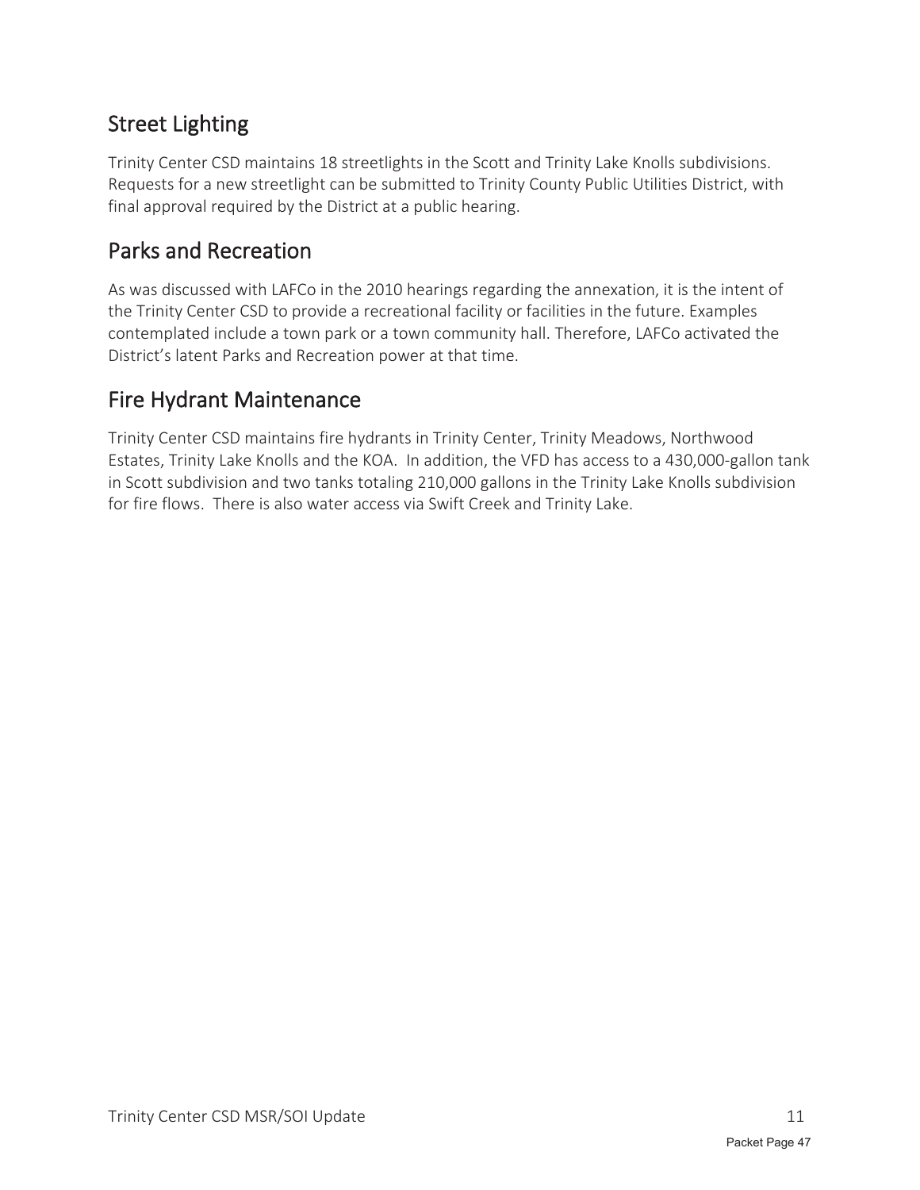## Street Lighting

Trinity Center CSD maintains 18 streetlights in the Scott and Trinity Lake Knolls subdivisions. Requests for a new streetlight can be submitted to Trinity County Public Utilities District, with final approval required by the District at a public hearing.

## Parks and Recreation

As was discussed with LAFCo in the 2010 hearings regarding the annexation, it is the intent of the Trinity Center CSD to provide a recreational facility or facilities in the future. Examples contemplated include a town park or a town community hall. Therefore, LAFCo activated the District's latent Parks and Recreation power at that time.

## Fire Hydrant Maintenance

Trinity Center CSD maintains fire hydrants in Trinity Center, Trinity Meadows, Northwood Estates, Trinity Lake Knolls and the KOA. In addition, the VFD has access to a 430,000-gallon tank in Scott subdivision and two tanks totaling 210,000 gallons in the Trinity Lake Knolls subdivision for fire flows. There is also water access via Swift Creek and Trinity Lake.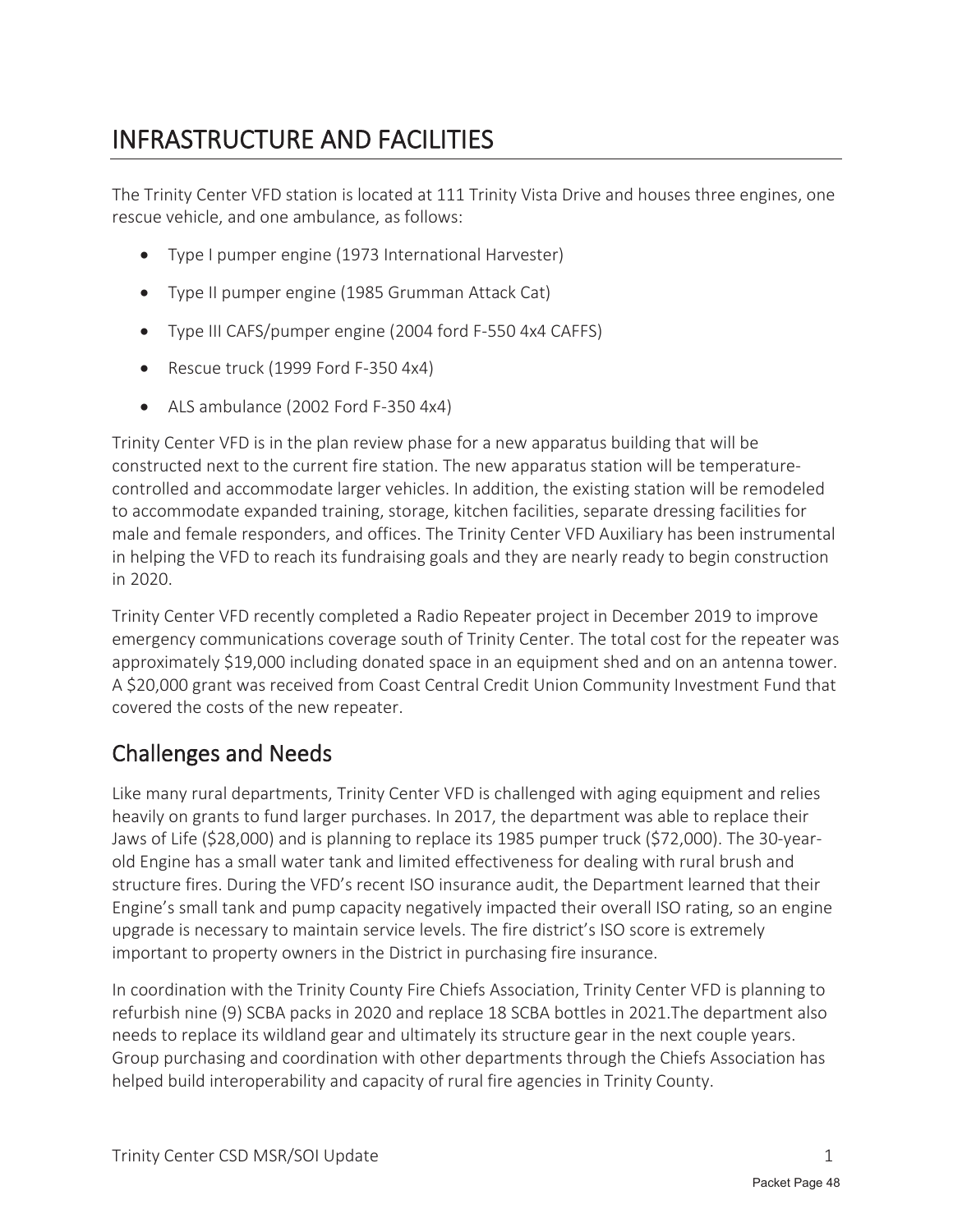# INFRASTRUCTURE AND FACILITIES

The Trinity Center VFD station is located at 111 Trinity Vista Drive and houses three engines, one rescue vehicle, and one ambulance, as follows:

- Type I pumper engine (1973 International Harvester)
- Type II pumper engine (1985 Grumman Attack Cat)
- Type III CAFS/pumper engine (2004 ford F-550 4x4 CAFFS)
- Rescue truck (1999 Ford F-350 4x4)
- ALS ambulance (2002 Ford F-350 4x4)

Trinity Center VFD is in the plan review phase for a new apparatus building that will be constructed next to the current fire station. The new apparatus station will be temperature-controlled and accommodate larger vehicles. In addition, the existing station will be remodeled to accommodate expanded training, storage, kitchen facilities, separate dressing facilities for male and female responders, and offices. The Trinity Center VFD Auxiliary has been instrumental in helping the VFD to reach its fundraising goals and they are nearly ready to begin construction in 2020.

Trinity Center VFD recently completed a Radio Repeater project in December 2019 to improve emergency communications coverage south of Trinity Center. The total cost for the repeater was approximately $19,000 including donated space in an equipment shed and on an antenna tower. A $20,000 grant was received from Coast Central Credit Union Community Investment Fund that covered the costs of the new repeater.

## Challenges and Needs

Like many rural departments, Trinity Center VFD is challenged with aging equipment and relies heavily on grants to fund larger purchases. In 2017, the department was able to replace their Jaws of Life ($28,000) and is planning to replace its 1985 pumper truck ($72,000). The 30-year-old Engine has a small water tank and limited effectiveness for dealing with rural brush and structure fires. During the VFD's recent ISO insurance audit, the Department learned that their Engine's small tank and pump capacity negatively impacted their overall ISO rating, so an engine upgrade is necessary to maintain service levels. The fire district's ISO score is extremely important to property owners in the District in purchasing fire insurance.

In coordination with the Trinity County Fire Chiefs Association, Trinity Center VFD is planning to refurbish nine (9) SCBA packs in 2020 and replace 18 SCBA bottles in 2021.The department also needs to replace its wildland gear and ultimately its structure gear in the next couple years. Group purchasing and coordination with other departments through the Chiefs Association has helped build interoperability and capacity of rural fire agencies in Trinity County.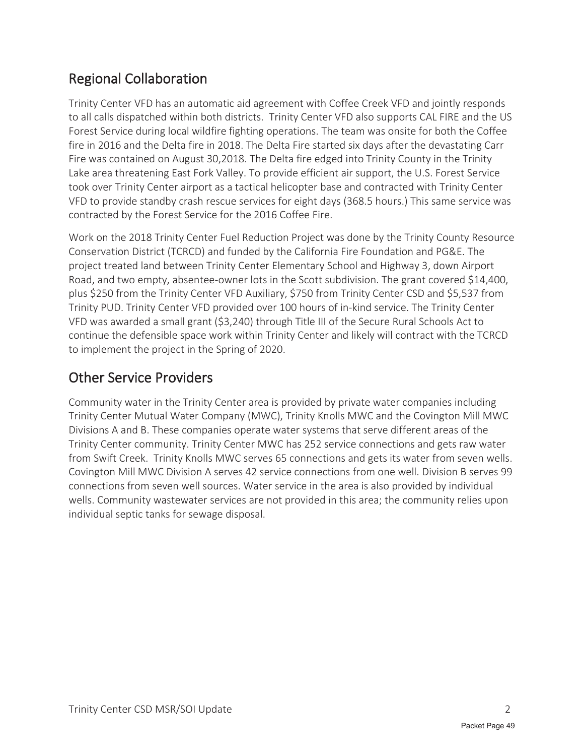## Regional Collaboration

Trinity Center VFD has an automatic aid agreement with Coffee Creek VFD and jointly responds to all calls dispatched within both districts. Trinity Center VFD also supports CAL FIRE and the US Forest Service during local wildfire fighting operations. The team was onsite for both the Coffee fire in 2016 and the Delta fire in 2018. The Delta Fire started six days after the devastating Carr Fire was contained on August 30,2018. The Delta fire edged into Trinity County in the Trinity Lake area threatening East Fork Valley. To provide efficient air support, the U.S. Forest Service took over Trinity Center airport as a tactical helicopter base and contracted with Trinity Center VFD to provide standby crash rescue services for eight days (368.5 hours.) This same service was contracted by the Forest Service for the 2016 Coffee Fire.

Work on the 2018 Trinity Center Fuel Reduction Project was done by the Trinity County Resource Conservation District (TCRCD) and funded by the California Fire Foundation and PG&E. The project treated land between Trinity Center Elementary School and Highway 3, down Airport Road, and two empty, absentee-owner lots in the Scott subdivision. The grant covered $14,400, plus $250 from the Trinity Center VFD Auxiliary, $750 from Trinity Center CSD and $5,537 from Trinity PUD. Trinity Center VFD provided over 100 hours of in-kind service. The Trinity Center VFD was awarded a small grant ($3,240) through Title III of the Secure Rural Schools Act to continue the defensible space work within Trinity Center and likely will contract with the TCRCD to implement the project in the Spring of 2020.

## Other Service Providers

Community water in the Trinity Center area is provided by private water companies including Trinity Center Mutual Water Company (MWC), Trinity Knolls MWC and the Covington Mill MWC Divisions A and B. These companies operate water systems that serve different areas of the Trinity Center community. Trinity Center MWC has 252 service connections and gets raw water from Swift Creek. Trinity Knolls MWC serves 65 connections and gets its water from seven wells. Covington Mill MWC Division A serves 42 service connections from one well. Division B serves 99 connections from seven well sources. Water service in the area is also provided by individual wells. Community wastewater services are not provided in this area; the community relies upon individual septic tanks for sewage disposal.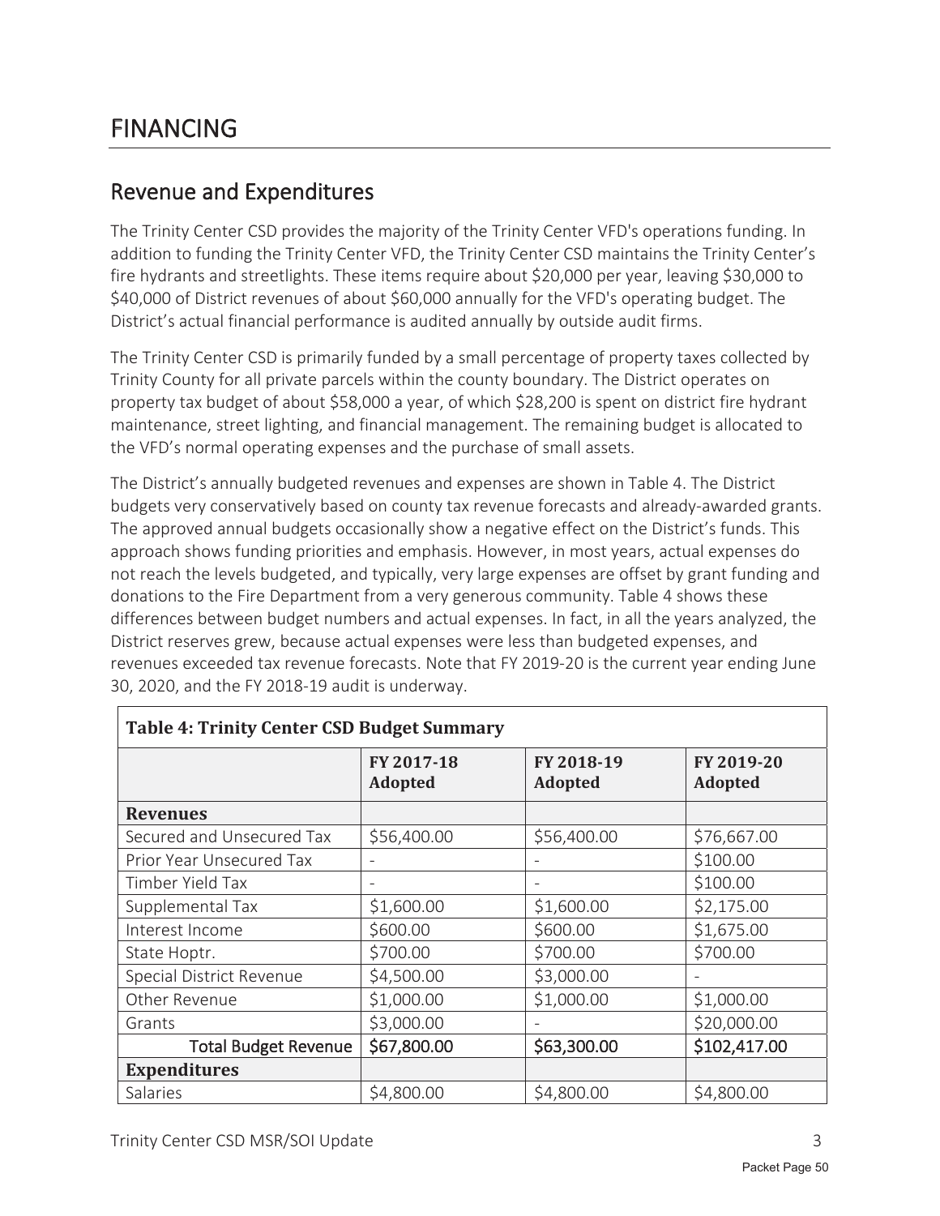# FINANCING

## Revenue and Expenditures

The Trinity Center CSD provides the majority of the Trinity Center VFD's operations funding. In addition to funding the Trinity Center VFD, the Trinity Center CSD maintains the Trinity Center's fire hydrants and streetlights. These items require about $20,000 per year, leaving $30,000 to $40,000 of District revenues of about $60,000 annually for the VFD's operating budget. The District's actual financial performance is audited annually by outside audit firms.

The Trinity Center CSD is primarily funded by a small percentage of property taxes collected by Trinity County for all private parcels within the county boundary. The District operates on property tax budget of about $58,000 a year, of which $28,200 is spent on district fire hydrant maintenance, street lighting, and financial management. The remaining budget is allocated to the VFD's normal operating expenses and the purchase of small assets.

The District's annually budgeted revenues and expenses are shown in Table 4. The District budgets very conservatively based on county tax revenue forecasts and already-awarded grants. The approved annual budgets occasionally show a negative effect on the District's funds. This approach shows funding priorities and emphasis. However, in most years, actual expenses do not reach the levels budgeted, and typically, very large expenses are offset by grant funding and donations to the Fire Department from a very generous community. Table 4 shows these differences between budget numbers and actual expenses. In fact, in all the years analyzed, the District reserves grew, because actual expenses were less than budgeted expenses, and revenues exceeded tax revenue forecasts. Note that FY 2019-20 is the current year ending June 30, 2020, and the FY 2018-19 audit is underway.

**Table 4: Trinity Center CSD Budget Summary**

| | FY 2017-18 Adopted | FY 2018-19 Adopted | FY 2019-20 Adopted |
|---|---|---|---|
| **Revenues** | | | |
| Secured and Unsecured Tax | $56,400.00 | $56,400.00 | $76,667.00 |
| Prior Year Unsecured Tax | - | - | $100.00 |
| Timber Yield Tax | - | - | $100.00 |
| Supplemental Tax | $1,600.00 | $1,600.00 | $2,175.00 |
| Interest Income | $600.00 | $600.00 | $1,675.00 |
| State Hoptr. | $700.00 | $700.00 | $700.00 |
| Special District Revenue | $4,500.00 | $3,000.00 | - |
| Other Revenue | $1,000.00 | $1,000.00 | $1,000.00 |
| Grants | $3,000.00 | - | $20,000.00 |
| Total Budget Revenue | $67,800.00 | $63,300.00 | $102,417.00 |
| **Expenditures** | | | |
| Salaries | $4,800.00 | $4,800.00 | $4,800.00 |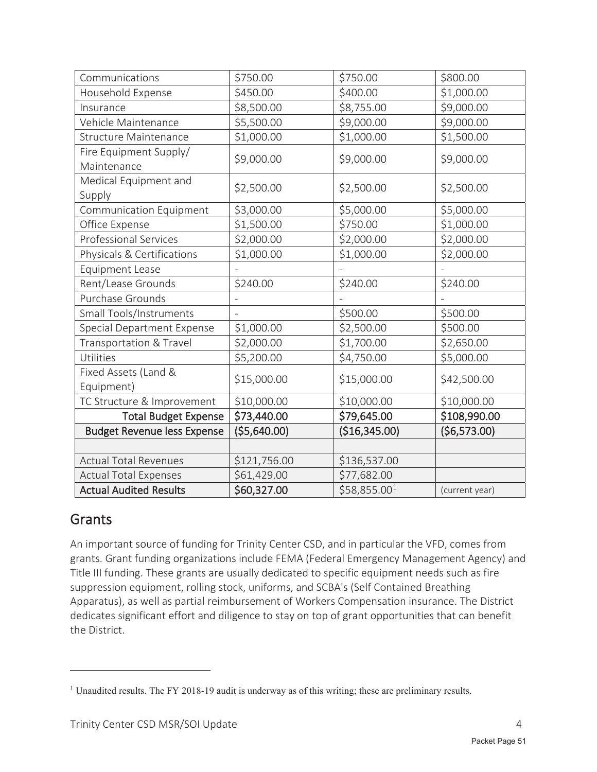| | | | |
|---|---|---|---|
| Communications | $750.00 | $750.00 | $800.00 |
| Household Expense | $450.00 | $400.00 | $1,000.00 |
| Insurance | $8,500.00 | $8,755.00 | $9,000.00 |
| Vehicle Maintenance | $5,500.00 | $9,000.00 | $9,000.00 |
| Structure Maintenance | $1,000.00 | $1,000.00 | $1,500.00 |
| Fire Equipment Supply/ Maintenance | $9,000.00 | $9,000.00 | $9,000.00 |
| Medical Equipment and Supply | $2,500.00 | $2,500.00 | $2,500.00 |
| Communication Equipment | $3,000.00 | $5,000.00 | $5,000.00 |
| Office Expense | $1,500.00 | $750.00 | $1,000.00 |
| Professional Services | $2,000.00 | $2,000.00 | $2,000.00 |
| Physicals & Certifications | $1,000.00 | $1,000.00 | $2,000.00 |
| Equipment Lease | - | - | - |
| Rent/Lease Grounds | $240.00 | $240.00 | $240.00 |
| Purchase Grounds | - | - | - |
| Small Tools/Instruments | - | $500.00 | $500.00 |
| Special Department Expense | $1,000.00 | $2,500.00 | $500.00 |
| Transportation & Travel | $2,000.00 | $1,700.00 | $2,650.00 |
| Utilities | $5,200.00 | $4,750.00 | $5,000.00 |
| Fixed Assets (Land & Equipment) | $15,000.00 | $15,000.00 | $42,500.00 |
| TC Structure & Improvement | $10,000.00 | $10,000.00 | $10,000.00 |
| **Total Budget Expense** | **$73,440.00** | **$79,645.00** | **$108,990.00** |
| **Budget Revenue less Expense** | **($5,640.00)** | **($16,345.00)** | **($6,573.00)** |
| | | | |
| Actual Total Revenues | $121,756.00 | $136,537.00 | |
| Actual Total Expenses | $61,429.00 | $77,682.00 | |
| **Actual Audited Results** | **$60,327.00** | $58,855.00[1] | (current year) |

## Grants

An important source of funding for Trinity Center CSD, and in particular the VFD, comes from grants. Grant funding organizations include FEMA (Federal Emergency Management Agency) and Title III funding. These grants are usually dedicated to specific equipment needs such as fire suppression equipment, rolling stock, uniforms, and SCBA's (Self Contained Breathing Apparatus), as well as partial reimbursement of Workers Compensation insurance. The District dedicates significant effort and diligence to stay on top of grant opportunities that can benefit the District.

---

[1] Unaudited results. The FY 2018-19 audit is underway as of this writing; these are preliminary results.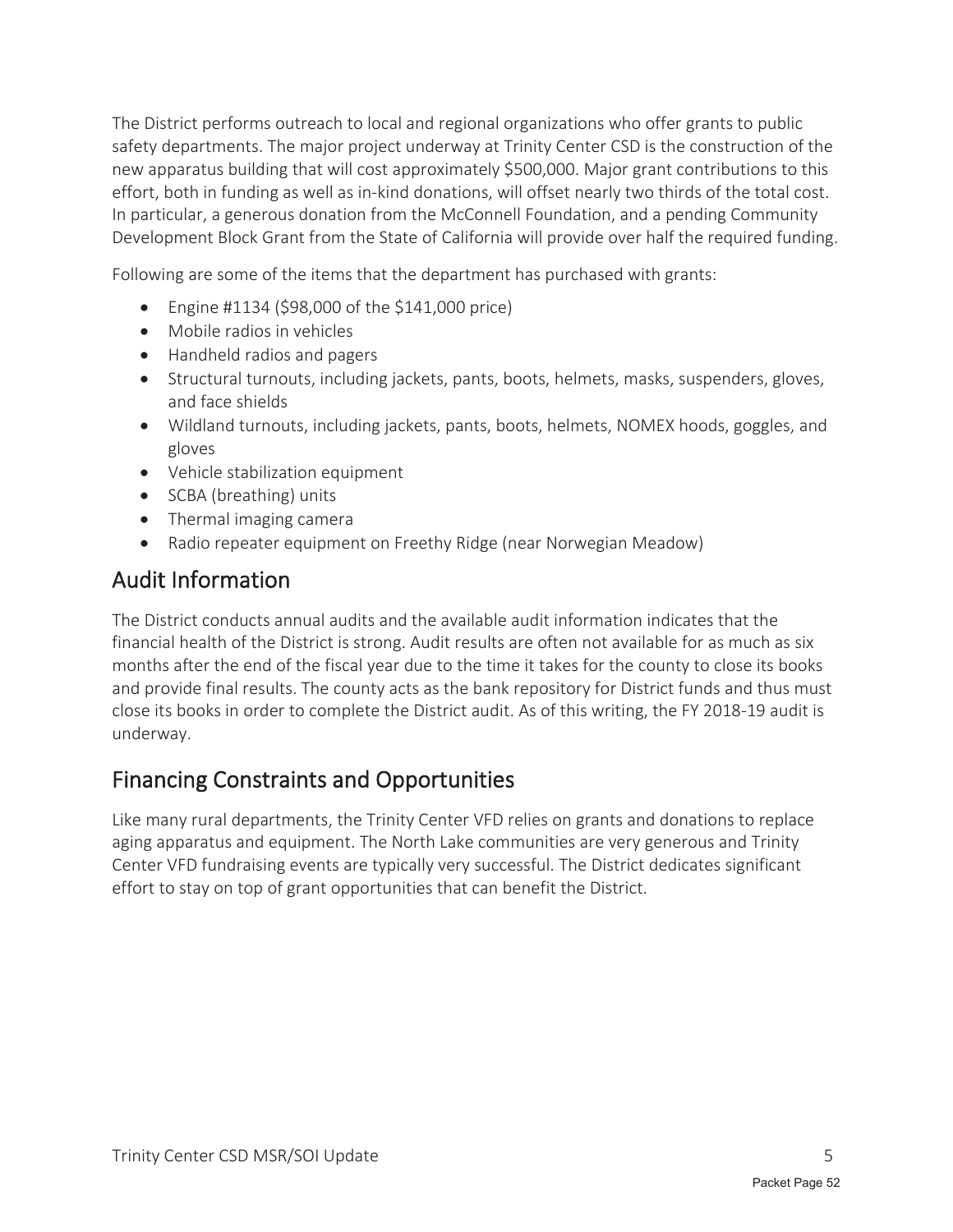The District performs outreach to local and regional organizations who offer grants to public safety departments. The major project underway at Trinity Center CSD is the construction of the new apparatus building that will cost approximately $500,000. Major grant contributions to this effort, both in funding as well as in-kind donations, will offset nearly two thirds of the total cost. In particular, a generous donation from the McConnell Foundation, and a pending Community Development Block Grant from the State of California will provide over half the required funding.

Following are some of the items that the department has purchased with grants:

- Engine #1134 ($98,000 of the $141,000 price)
- Mobile radios in vehicles
- Handheld radios and pagers
- Structural turnouts, including jackets, pants, boots, helmets, masks, suspenders, gloves, and face shields
- Wildland turnouts, including jackets, pants, boots, helmets, NOMEX hoods, goggles, and gloves
- Vehicle stabilization equipment
- SCBA (breathing) units
- Thermal imaging camera
- Radio repeater equipment on Freethy Ridge (near Norwegian Meadow)

## Audit Information

The District conducts annual audits and the available audit information indicates that the financial health of the District is strong. Audit results are often not available for as much as six months after the end of the fiscal year due to the time it takes for the county to close its books and provide final results. The county acts as the bank repository for District funds and thus must close its books in order to complete the District audit. As of this writing, the FY 2018-19 audit is underway.

## Financing Constraints and Opportunities

Like many rural departments, the Trinity Center VFD relies on grants and donations to replace aging apparatus and equipment. The North Lake communities are very generous and Trinity Center VFD fundraising events are typically very successful. The District dedicates significant effort to stay on top of grant opportunities that can benefit the District.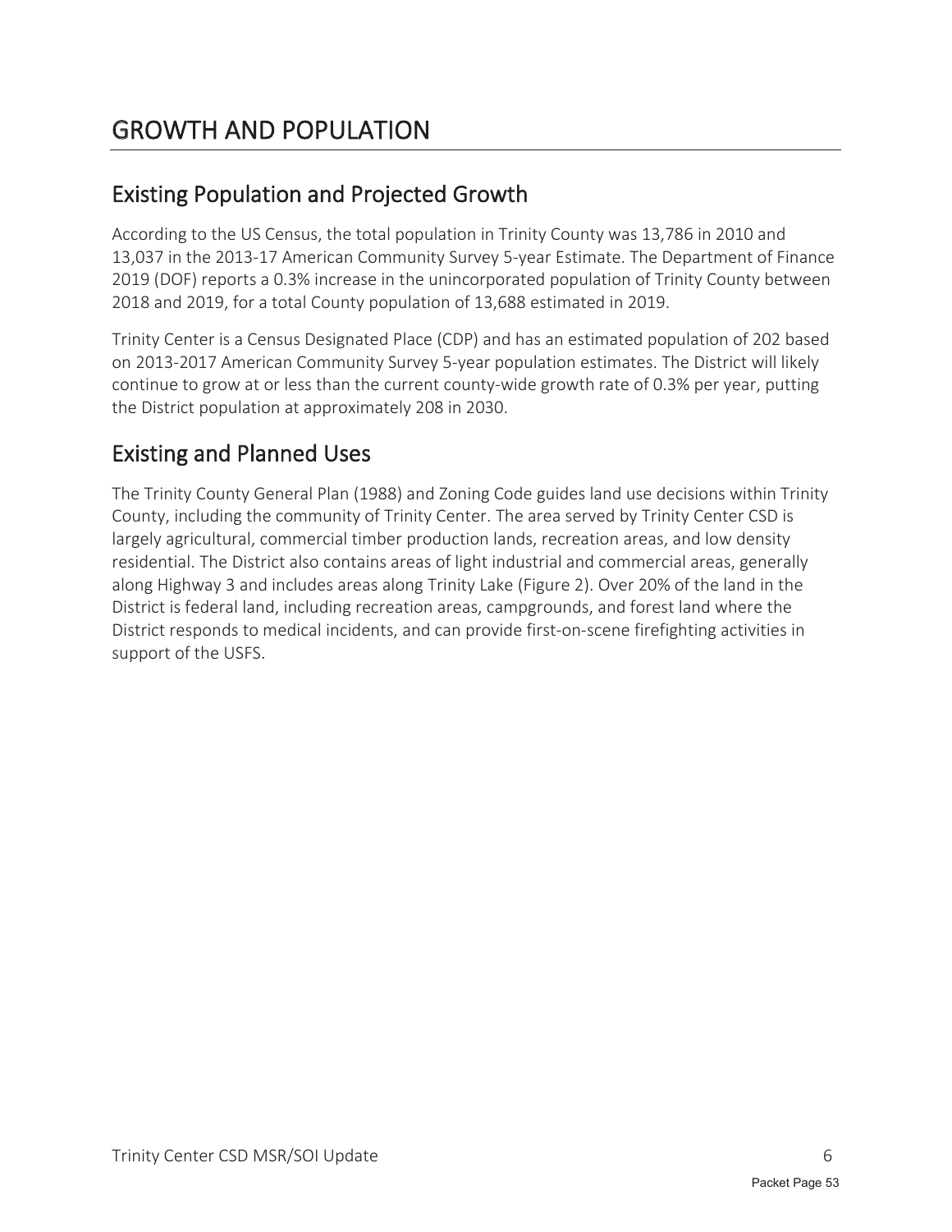# GROWTH AND POPULATION

## Existing Population and Projected Growth

According to the US Census, the total population in Trinity County was 13,786 in 2010 and 13,037 in the 2013-17 American Community Survey 5-year Estimate. The Department of Finance 2019 (DOF) reports a 0.3% increase in the unincorporated population of Trinity County between 2018 and 2019, for a total County population of 13,688 estimated in 2019.

Trinity Center is a Census Designated Place (CDP) and has an estimated population of 202 based on 2013-2017 American Community Survey 5-year population estimates. The District will likely continue to grow at or less than the current county-wide growth rate of 0.3% per year, putting the District population at approximately 208 in 2030.

## Existing and Planned Uses

The Trinity County General Plan (1988) and Zoning Code guides land use decisions within Trinity County, including the community of Trinity Center. The area served by Trinity Center CSD is largely agricultural, commercial timber production lands, recreation areas, and low density residential. The District also contains areas of light industrial and commercial areas, generally along Highway 3 and includes areas along Trinity Lake (Figure 2). Over 20% of the land in the District is federal land, including recreation areas, campgrounds, and forest land where the District responds to medical incidents, and can provide first-on-scene firefighting activities in support of the USFS.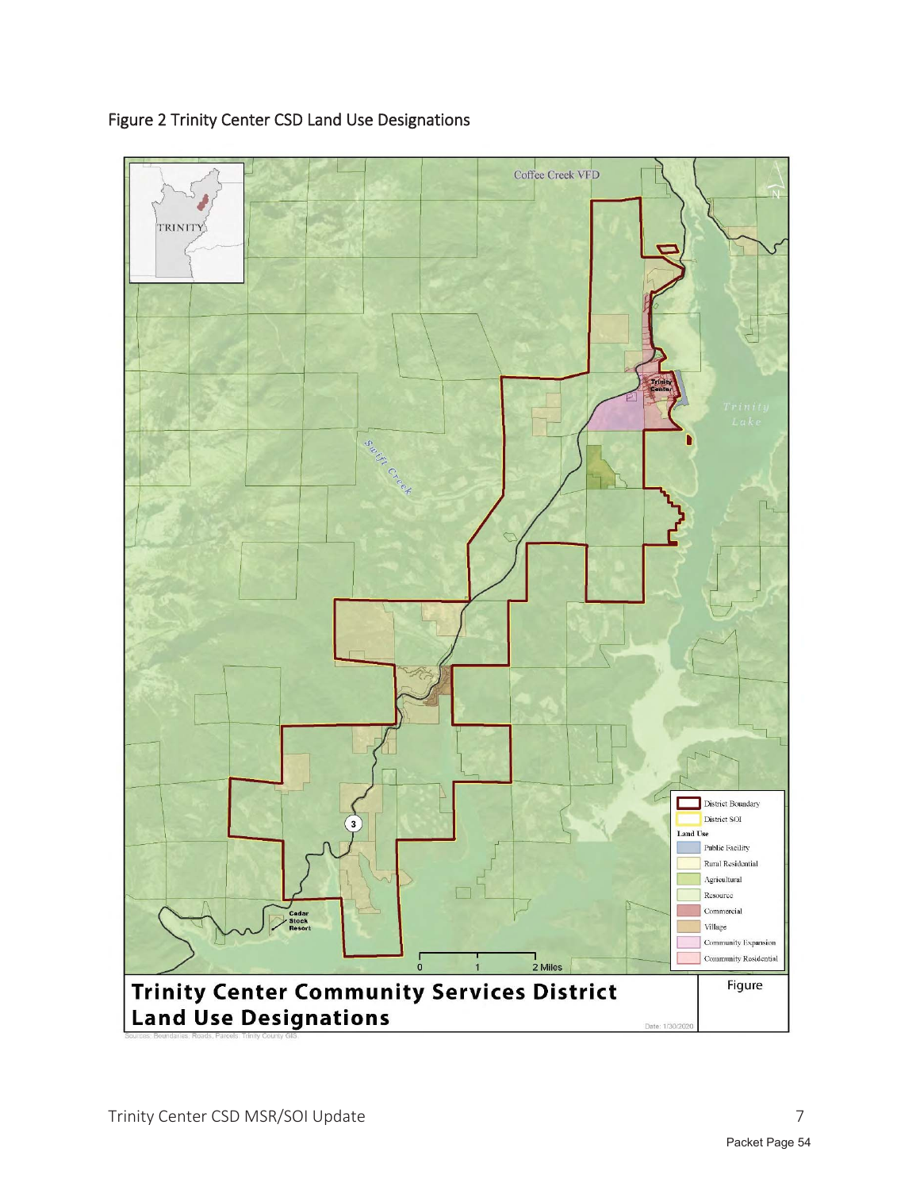Figure 2 Trinity Center CSD Land Use Designations

Trinity Center Community Services District Land Use Designations

Figure

District Boundary

District SOI

Land Use

- Public Facility
- Rural Residential
- Agricultural
- Resource
- Commercial
- Village
- Community Expansion
- Community Residential

Date: 1/30/2020

Sources: Boundaries, Roads, Parcels: Trinity County GIS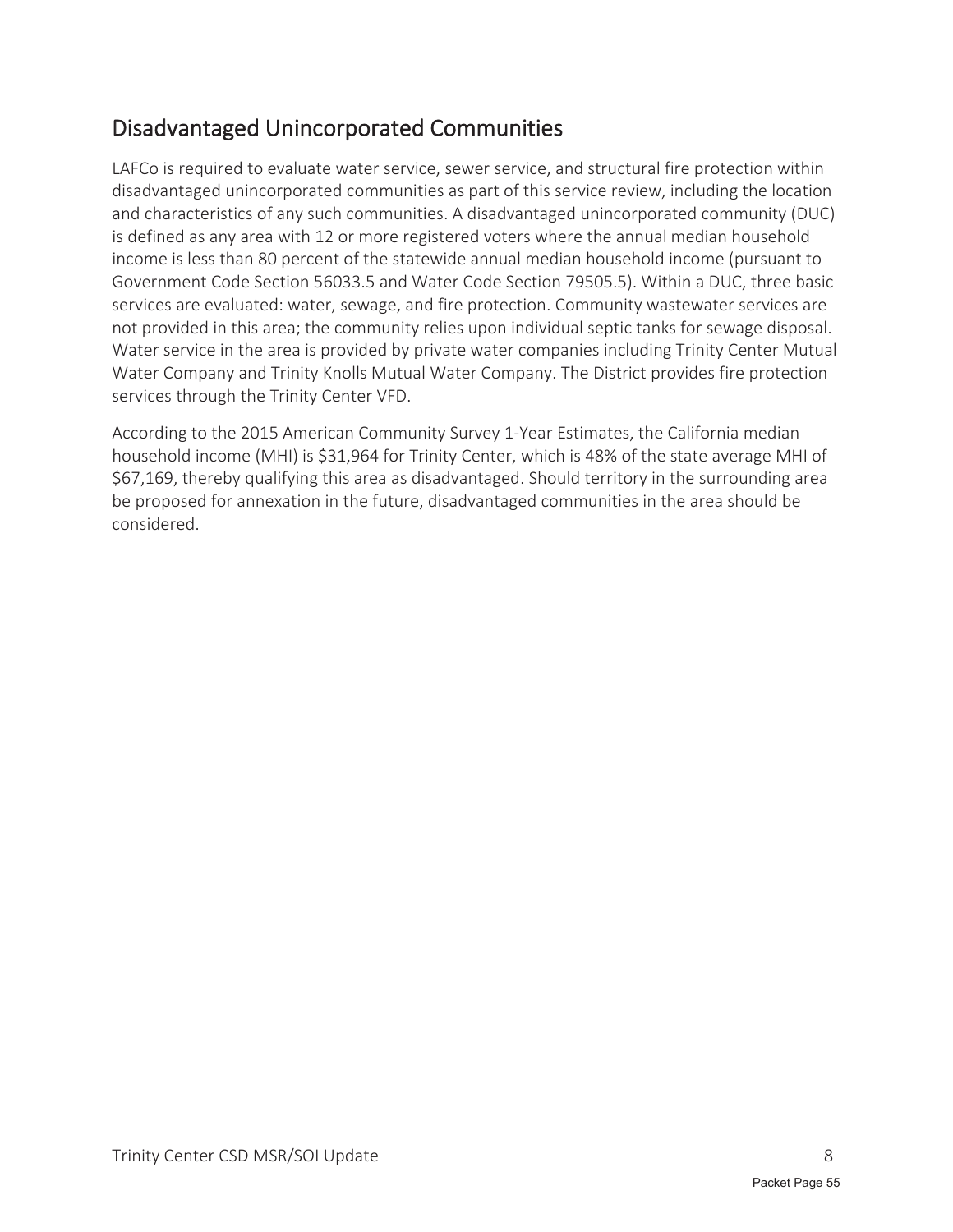## Disadvantaged Unincorporated Communities

LAFCo is required to evaluate water service, sewer service, and structural fire protection within disadvantaged unincorporated communities as part of this service review, including the location and characteristics of any such communities. A disadvantaged unincorporated community (DUC) is defined as any area with 12 or more registered voters where the annual median household income is less than 80 percent of the statewide annual median household income (pursuant to Government Code Section 56033.5 and Water Code Section 79505.5). Within a DUC, three basic services are evaluated: water, sewage, and fire protection. Community wastewater services are not provided in this area; the community relies upon individual septic tanks for sewage disposal. Water service in the area is provided by private water companies including Trinity Center Mutual Water Company and Trinity Knolls Mutual Water Company. The District provides fire protection services through the Trinity Center VFD.

According to the 2015 American Community Survey 1-Year Estimates, the California median household income (MHI) is $31,964 for Trinity Center, which is 48% of the state average MHI of $67,169, thereby qualifying this area as disadvantaged. Should territory in the surrounding area be proposed for annexation in the future, disadvantaged communities in the area should be considered.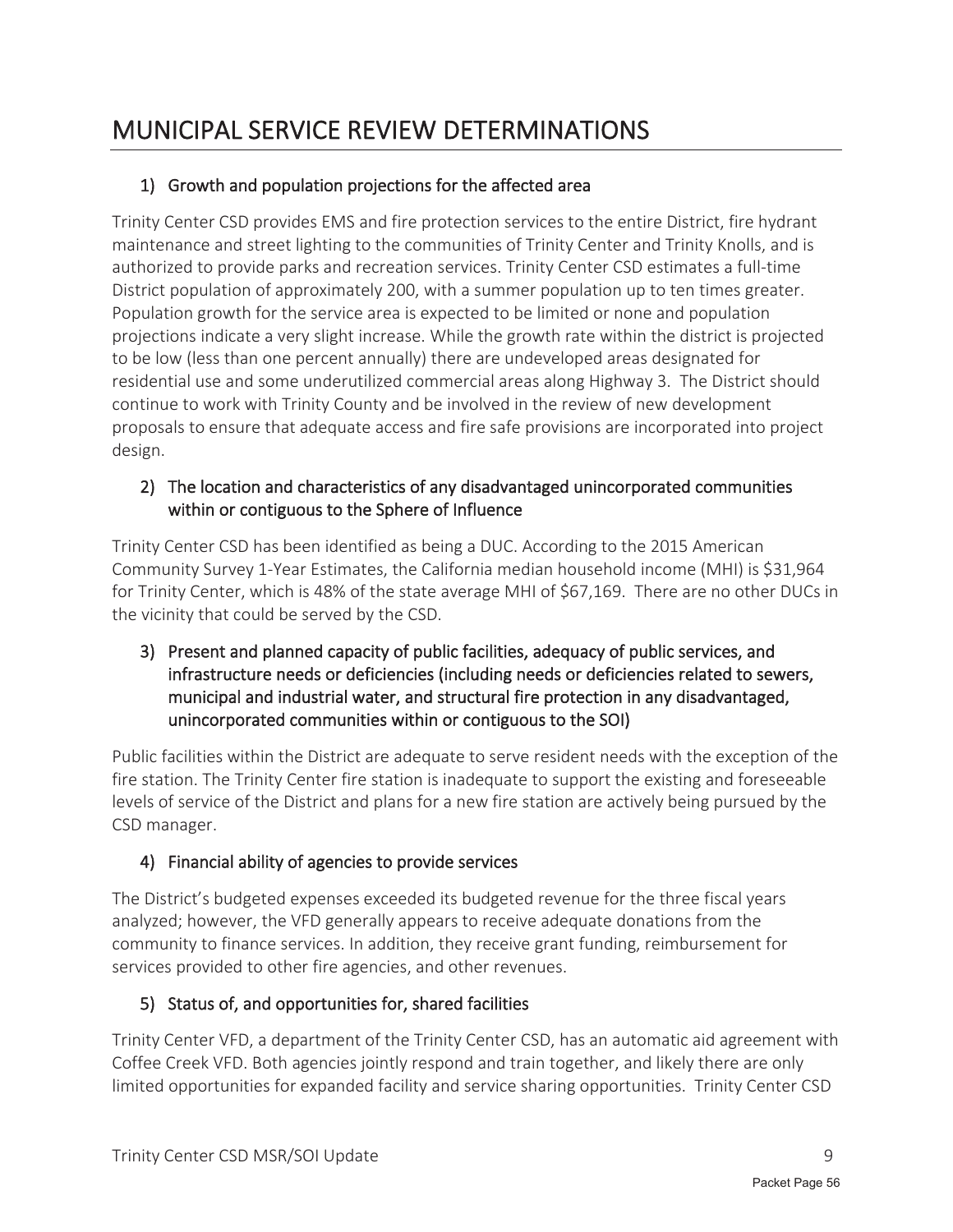# MUNICIPAL SERVICE REVIEW DETERMINATIONS

## 1) Growth and population projections for the affected area

Trinity Center CSD provides EMS and fire protection services to the entire District, fire hydrant maintenance and street lighting to the communities of Trinity Center and Trinity Knolls, and is authorized to provide parks and recreation services. Trinity Center CSD estimates a full-time District population of approximately 200, with a summer population up to ten times greater. Population growth for the service area is expected to be limited or none and population projections indicate a very slight increase. While the growth rate within the district is projected to be low (less than one percent annually) there are undeveloped areas designated for residential use and some underutilized commercial areas along Highway 3. The District should continue to work with Trinity County and be involved in the review of new development proposals to ensure that adequate access and fire safe provisions are incorporated into project design.

## 2) The location and characteristics of any disadvantaged unincorporated communities within or contiguous to the Sphere of Influence

Trinity Center CSD has been identified as being a DUC. According to the 2015 American Community Survey 1-Year Estimates, the California median household income (MHI) is $31,964 for Trinity Center, which is 48% of the state average MHI of $67,169. There are no other DUCs in the vicinity that could be served by the CSD.

## 3) Present and planned capacity of public facilities, adequacy of public services, and infrastructure needs or deficiencies (including needs or deficiencies related to sewers, municipal and industrial water, and structural fire protection in any disadvantaged, unincorporated communities within or contiguous to the SOI)

Public facilities within the District are adequate to serve resident needs with the exception of the fire station. The Trinity Center fire station is inadequate to support the existing and foreseeable levels of service of the District and plans for a new fire station are actively being pursued by the CSD manager.

## 4) Financial ability of agencies to provide services

The District's budgeted expenses exceeded its budgeted revenue for the three fiscal years analyzed; however, the VFD generally appears to receive adequate donations from the community to finance services. In addition, they receive grant funding, reimbursement for services provided to other fire agencies, and other revenues.

## 5) Status of, and opportunities for, shared facilities

Trinity Center VFD, a department of the Trinity Center CSD, has an automatic aid agreement with Coffee Creek VFD. Both agencies jointly respond and train together, and likely there are only limited opportunities for expanded facility and service sharing opportunities. Trinity Center CSD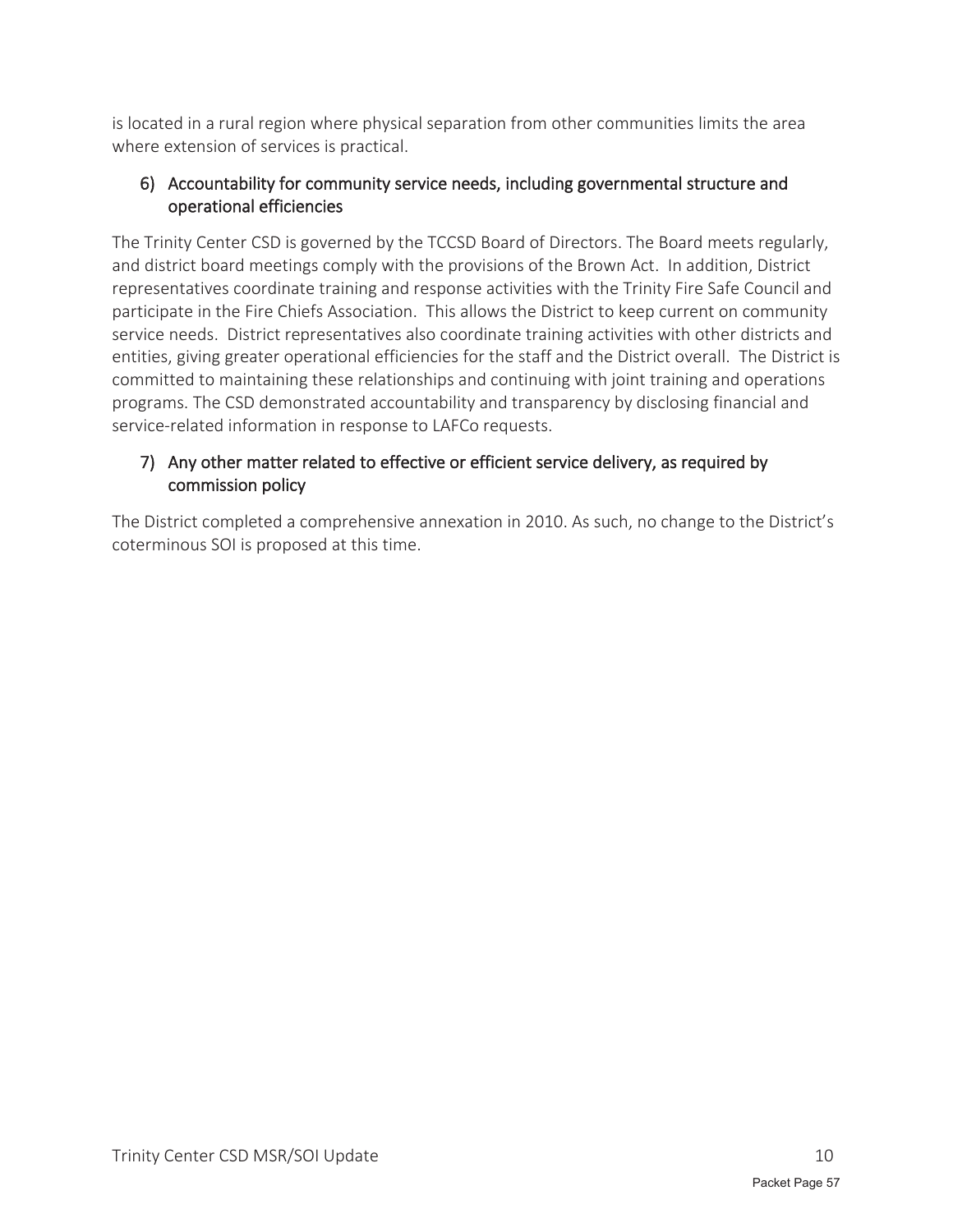is located in a rural region where physical separation from other communities limits the area where extension of services is practical.

### 6) Accountability for community service needs, including governmental structure and operational efficiencies

The Trinity Center CSD is governed by the TCCSD Board of Directors. The Board meets regularly, and district board meetings comply with the provisions of the Brown Act. In addition, District representatives coordinate training and response activities with the Trinity Fire Safe Council and participate in the Fire Chiefs Association. This allows the District to keep current on community service needs. District representatives also coordinate training activities with other districts and entities, giving greater operational efficiencies for the staff and the District overall. The District is committed to maintaining these relationships and continuing with joint training and operations programs. The CSD demonstrated accountability and transparency by disclosing financial and service-related information in response to LAFCo requests.

### 7) Any other matter related to effective or efficient service delivery, as required by commission policy

The District completed a comprehensive annexation in 2010. As such, no change to the District's coterminous SOI is proposed at this time.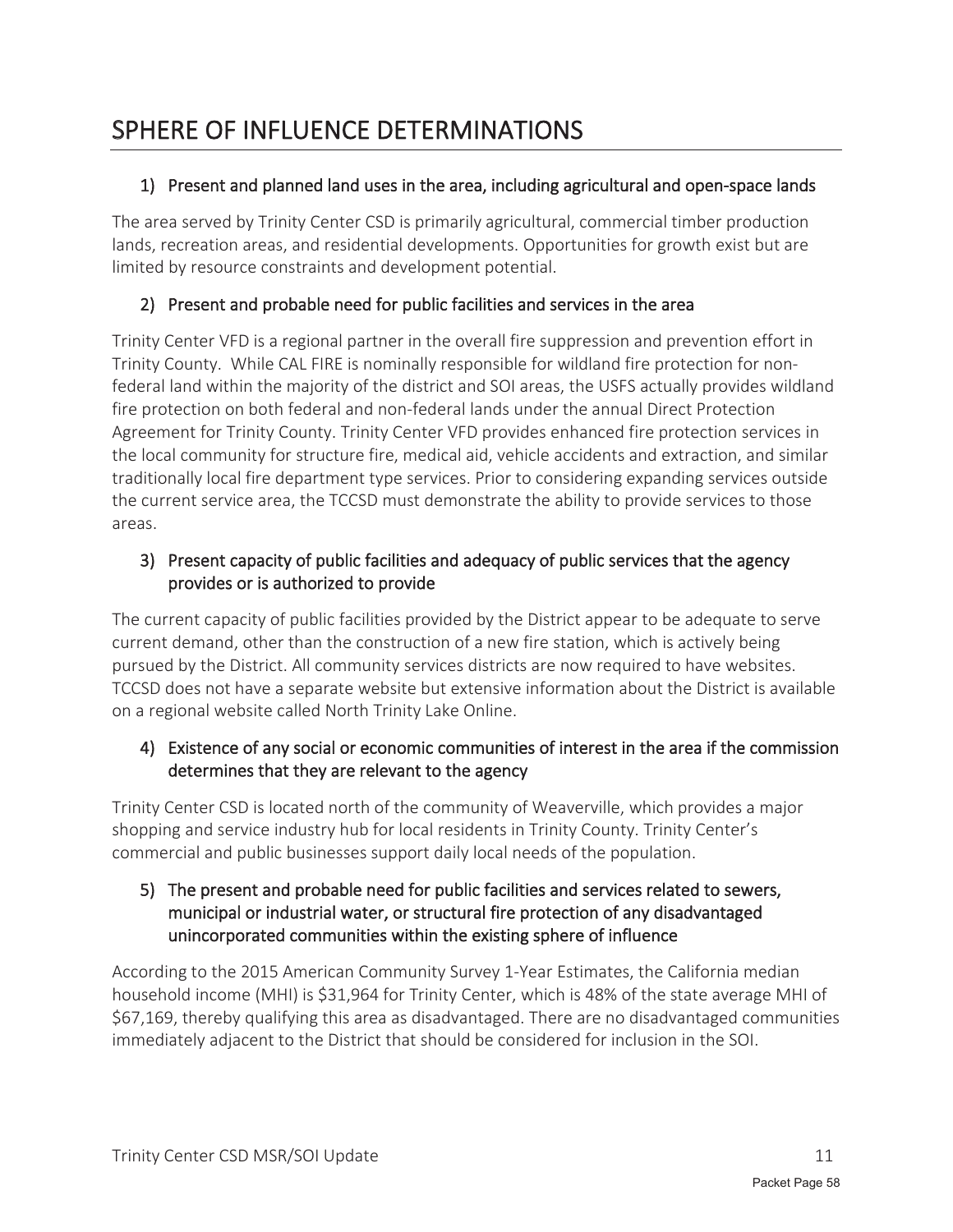# SPHERE OF INFLUENCE DETERMINATIONS

## 1) Present and planned land uses in the area, including agricultural and open-space lands

The area served by Trinity Center CSD is primarily agricultural, commercial timber production lands, recreation areas, and residential developments. Opportunities for growth exist but are limited by resource constraints and development potential.

## 2) Present and probable need for public facilities and services in the area

Trinity Center VFD is a regional partner in the overall fire suppression and prevention effort in Trinity County. While CAL FIRE is nominally responsible for wildland fire protection for non-federal land within the majority of the district and SOI areas, the USFS actually provides wildland fire protection on both federal and non-federal lands under the annual Direct Protection Agreement for Trinity County. Trinity Center VFD provides enhanced fire protection services in the local community for structure fire, medical aid, vehicle accidents and extraction, and similar traditionally local fire department type services. Prior to considering expanding services outside the current service area, the TCCSD must demonstrate the ability to provide services to those areas.

## 3) Present capacity of public facilities and adequacy of public services that the agency provides or is authorized to provide

The current capacity of public facilities provided by the District appear to be adequate to serve current demand, other than the construction of a new fire station, which is actively being pursued by the District. All community services districts are now required to have websites. TCCSD does not have a separate website but extensive information about the District is available on a regional website called North Trinity Lake Online.

## 4) Existence of any social or economic communities of interest in the area if the commission determines that they are relevant to the agency

Trinity Center CSD is located north of the community of Weaverville, which provides a major shopping and service industry hub for local residents in Trinity County. Trinity Center's commercial and public businesses support daily local needs of the population.

## 5) The present and probable need for public facilities and services related to sewers, municipal or industrial water, or structural fire protection of any disadvantaged unincorporated communities within the existing sphere of influence

According to the 2015 American Community Survey 1-Year Estimates, the California median household income (MHI) is $31,964 for Trinity Center, which is 48% of the state average MHI of $67,169, thereby qualifying this area as disadvantaged. There are no disadvantaged communities immediately adjacent to the District that should be considered for inclusion in the SOI.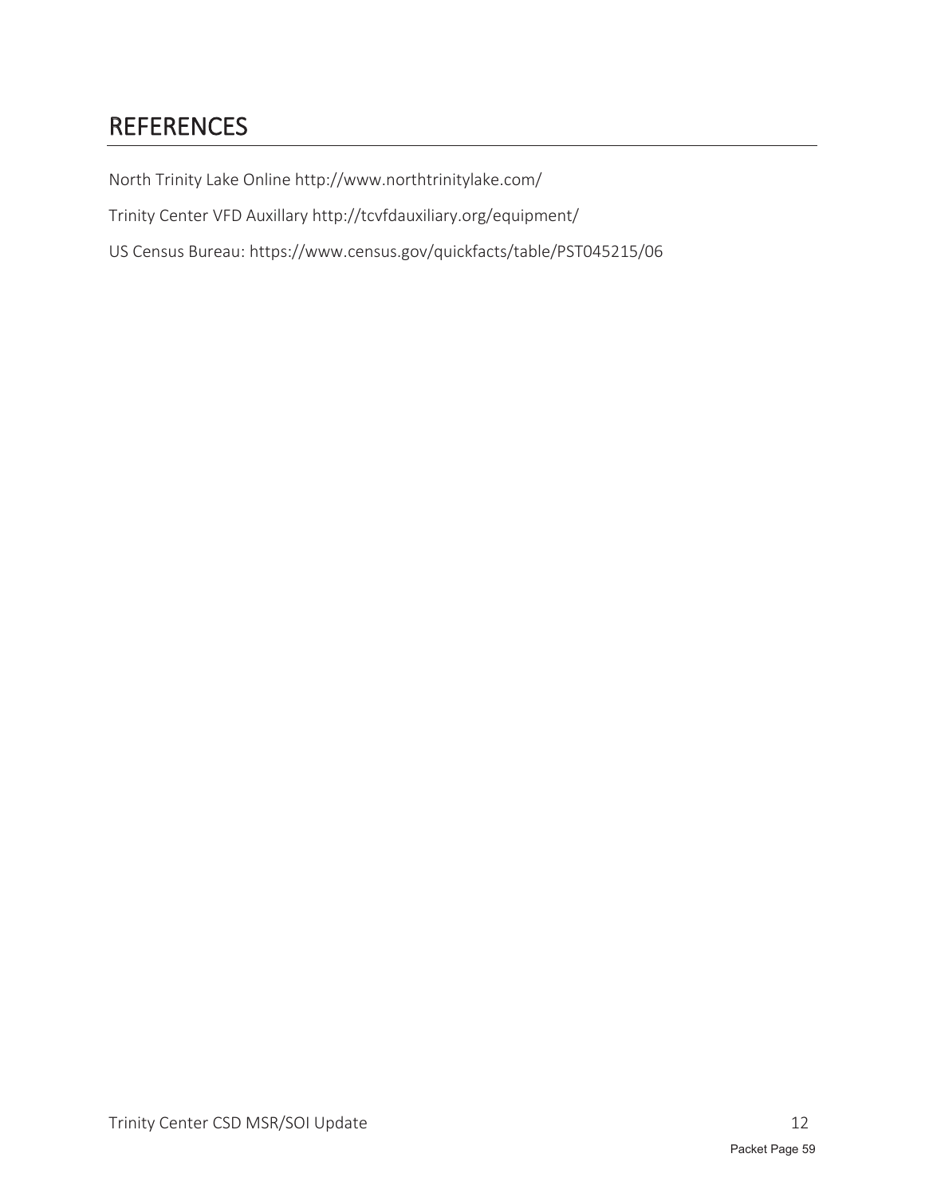## REFERENCES

North Trinity Lake Online http://www.northtrinitylake.com/

Trinity Center VFD Auxillary http://tcvfdauxiliary.org/equipment/

US Census Bureau: https://www.census.gov/quickfacts/table/PST045215/06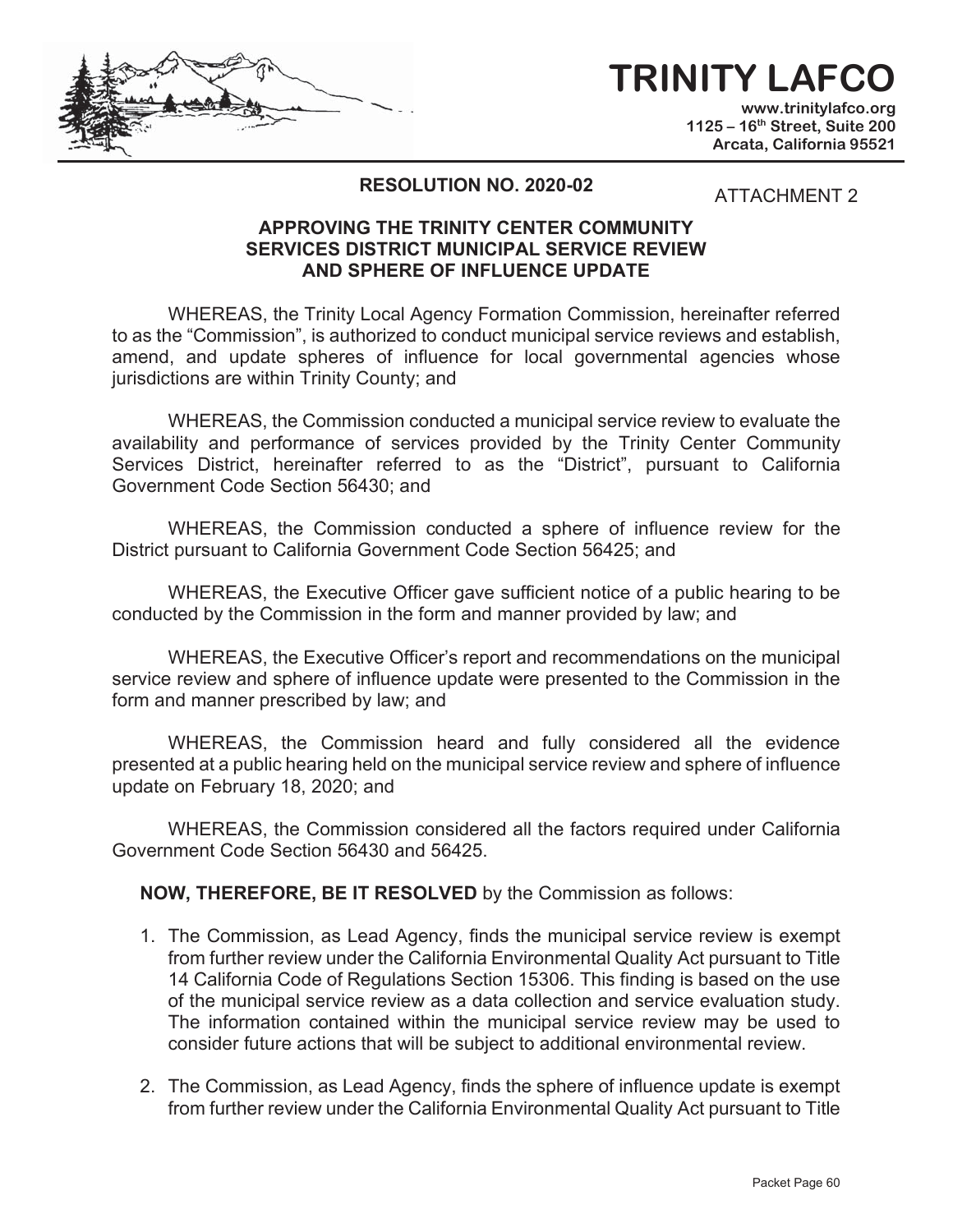# TRINITY LAFCO

www.trinitylafco.org
1125 – 16th Street, Suite 200
Arcata, California 95521

**RESOLUTION NO. 2020-02**

ATTACHMENT 2

**APPROVING THE TRINITY CENTER COMMUNITY SERVICES DISTRICT MUNICIPAL SERVICE REVIEW AND SPHERE OF INFLUENCE UPDATE**

WHEREAS, the Trinity Local Agency Formation Commission, hereinafter referred to as the "Commission", is authorized to conduct municipal service reviews and establish, amend, and update spheres of influence for local governmental agencies whose jurisdictions are within Trinity County; and

WHEREAS, the Commission conducted a municipal service review to evaluate the availability and performance of services provided by the Trinity Center Community Services District, hereinafter referred to as the "District", pursuant to California Government Code Section 56430; and

WHEREAS, the Commission conducted a sphere of influence review for the District pursuant to California Government Code Section 56425; and

WHEREAS, the Executive Officer gave sufficient notice of a public hearing to be conducted by the Commission in the form and manner provided by law; and

WHEREAS, the Executive Officer's report and recommendations on the municipal service review and sphere of influence update were presented to the Commission in the form and manner prescribed by law; and

WHEREAS, the Commission heard and fully considered all the evidence presented at a public hearing held on the municipal service review and sphere of influence update on February 18, 2020; and

WHEREAS, the Commission considered all the factors required under California Government Code Section 56430 and 56425.

**NOW, THEREFORE, BE IT RESOLVED** by the Commission as follows:

1. The Commission, as Lead Agency, finds the municipal service review is exempt from further review under the California Environmental Quality Act pursuant to Title 14 California Code of Regulations Section 15306. This finding is based on the use of the municipal service review as a data collection and service evaluation study. The information contained within the municipal service review may be used to consider future actions that will be subject to additional environmental review.

2. The Commission, as Lead Agency, finds the sphere of influence update is exempt from further review under the California Environmental Quality Act pursuant to Title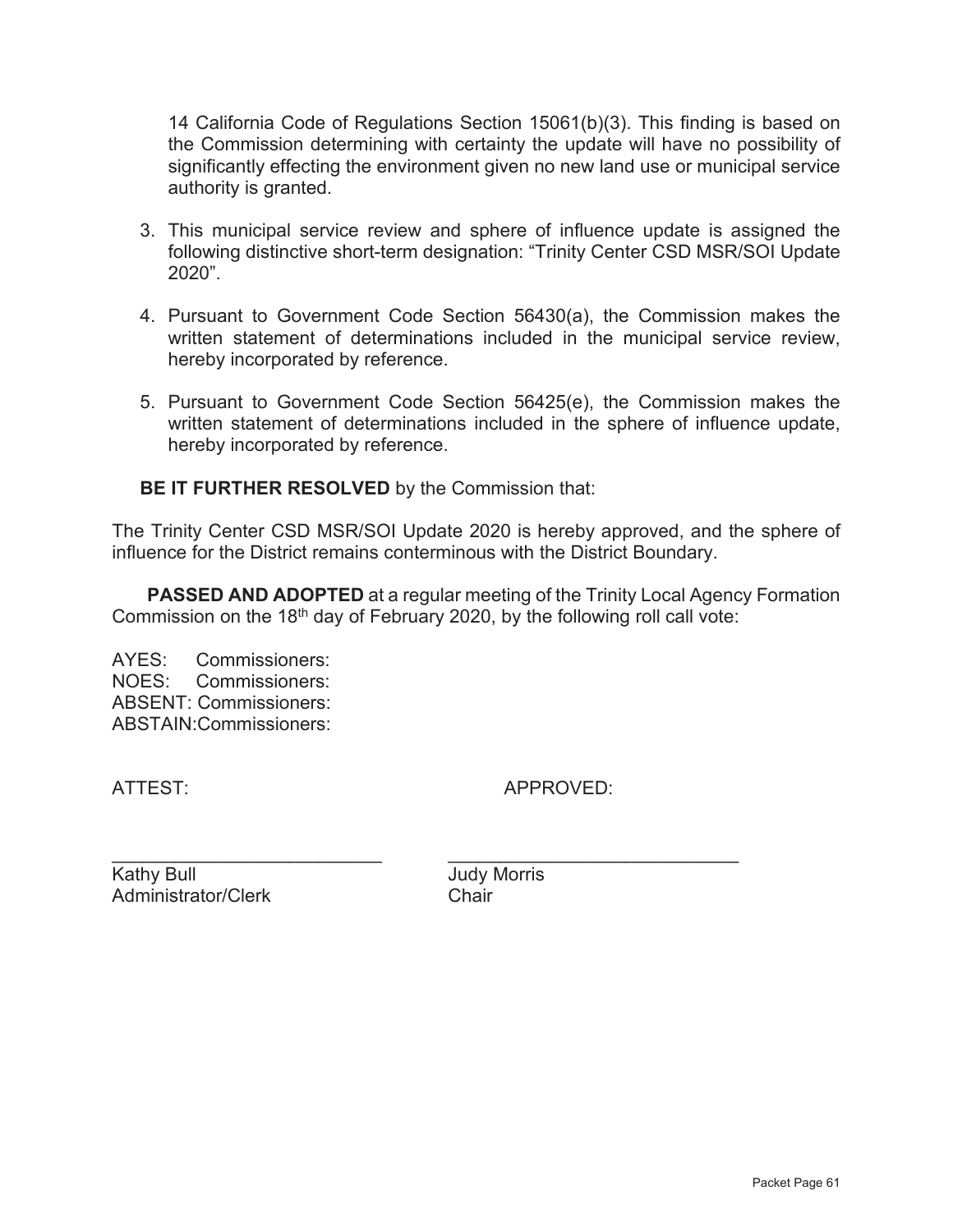14 California Code of Regulations Section 15061(b)(3). This finding is based on the Commission determining with certainty the update will have no possibility of significantly effecting the environment given no new land use or municipal service authority is granted.

3. This municipal service review and sphere of influence update is assigned the following distinctive short-term designation: "Trinity Center CSD MSR/SOI Update 2020".

4. Pursuant to Government Code Section 56430(a), the Commission makes the written statement of determinations included in the municipal service review, hereby incorporated by reference.

5. Pursuant to Government Code Section 56425(e), the Commission makes the written statement of determinations included in the sphere of influence update, hereby incorporated by reference.

**BE IT FURTHER RESOLVED** by the Commission that:

The Trinity Center CSD MSR/SOI Update 2020 is hereby approved, and the sphere of influence for the District remains conterminous with the District Boundary.

**PASSED AND ADOPTED** at a regular meeting of the Trinity Local Agency Formation Commission on the 18th day of February 2020, by the following roll call vote:

AYES: Commissioners:
NOES: Commissioners:
ABSENT: Commissioners:
ABSTAIN: Commissioners:

ATTEST: APPROVED:

\_\_\_\_\_\_\_\_\_\_\_\_\_\_\_\_\_\_\_\_\_\_\_\_\_\_\_ \_\_\_\_\_\_\_\_\_\_\_\_\_\_\_\_\_\_\_\_\_\_\_\_\_\_\_\_\_

Kathy Bull
Administrator/Clerk

Judy Morris
Chair